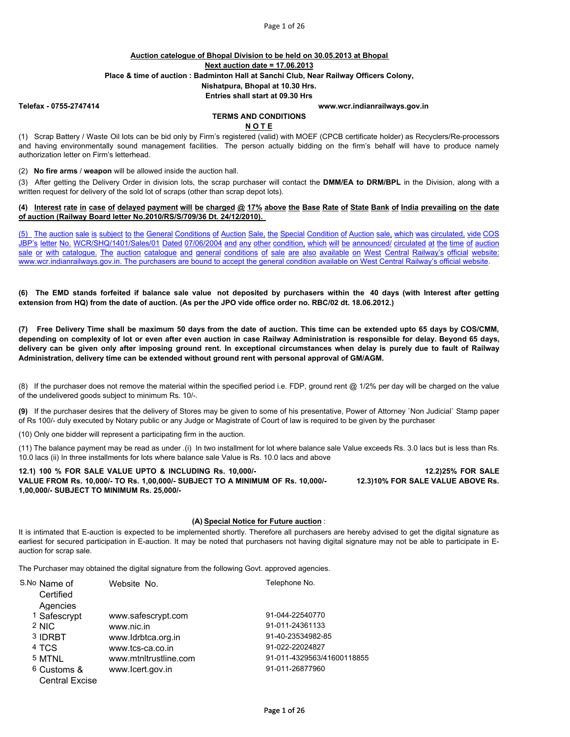**Auction catalogue of Bhopal Division to be held on 30.05.2013 at Bhopal**

**Next auction date = 17.06.2013**

**Place & time of auction : Badminton Hall at Sanchi Club, Near Railway Officers Colony, Nishatpura, Bhopal at 10.30 Hrs.**

**Entries shall start at 09.30 Hrs**

**Telefax - 0755-2747414** **www.wcr.indianrailways.gov.in**

## TERMS AND CONDITIONS

### N O T E

(1) Scrap Battery / Waste Oil lots can be bid only by Firm's registered (valid) with MOEF (CPCB certificate holder) as Recyclers/Re-processors and having environmentally sound management facilities. The person actually bidding on the firm's behalf will have to produce namely authorization letter on Firm's letterhead.

(2) **No fire arms** / **weapon** will be allowed inside the auction hall.

(3) After getting the Delivery Order in division lots, the scrap purchaser will contact the **DMM/EA to DRM/BPL** in the Division, along with a written request for delivery of the sold lot of scraps (other than scrap depot lots).

**(4) Interest rate in case of delayed payment will be charged @ 17% above the Base Rate of State Bank of India prevailing on the date of auction (Railway Board letter No.2010/RS/S/709/36 Dt. 24/12/2010).**

(5) The auction sale is subject to the General Conditions of Auction Sale, the Special Condition of Auction sale, which was circulated, vide COS JBP's letter No. WCR/SHQ/1401/Sales/01 Dated 07/06/2004 and any other condition, which will be announced/ circulated at the time of auction sale or with catalogue. The auction catalogue and general conditions of sale are also available on West Central Railway's official website: www.wcr.indianrailways.gov.in. The purchasers are bound to accept the general condition available on West Central Railway's official website.

**(6) The EMD stands forfeited if balance sale value not deposited by purchasers within the 40 days (with Interest after getting extension from HQ) from the date of auction. (As per the JPO vide office order no. RBC/02 dt. 18.06.2012.)**

**(7) Free Delivery Time shall be maximum 50 days from the date of auction. This time can be extended upto 65 days by COS/CMM, depending on complexity of lot or even after even auction in case Railway Administration is responsible for delay. Beyond 65 days, delivery can be given only after imposing ground rent. In exceptional circumstances when delay is purely due to fault of Railway Administration, delivery time can be extended without ground rent with personal approval of GM/AGM.**

(8) If the purchaser does not remove the material within the specified period i.e. FDP, ground rent @ 1/2% per day will be charged on the value of the undelivered goods subject to minimum Rs. 10/-.

**(9)** If the purchaser desires that the delivery of Stores may be given to some of his presentative, Power of Attorney `Non Judicial` Stamp paper of Rs 100/- duly executed by Notary public or any Judge or Magistrate of Court of law is required to be given by the purchaser.

(10) Only one bidder will represent a participating firm in the auction.

(11) The balance payment may be read as under .(i) In two installment for lot where balance sale Value exceeds Rs. 3.0 lacs but is less than Rs. 10.0 lacs (ii) In three installments for lots where balance sale Value is Rs. 10.0 lacs and above

**12.1) 100 % FOR SALE VALUE UPTO & INCLUDING Rs. 10,000/-**

**12.2) 25% FOR SALE VALUE FROM Rs. 10,000/- TO Rs. 1,00,000/- SUBJECT TO A MINIMUM OF Rs. 10,000/-**

**12.3) 10% FOR SALE VALUE ABOVE Rs. 1,00,000/- SUBJECT TO MINIMUM Rs. 25,000/-**

**(A) Special Notice for Future auction** :

It is intimated that E-auction is expected to be implemented shortly. Therefore all purchasers are hereby advised to get the digital signature as earliest for secured participation in E-auction. It may be noted that purchasers not having digital signature may not be able to participate in E-auction for scrap sale.

The Purchaser may obtained the digital signature from the following Govt. approved agencies.

| S.No | Name of Certified Agencies | Website No. | Telephone No. |
|---|---|---|---|
| 1 | Safescrypt | www.safescrypt.com | 91-044-22540770 |
| 2 | NIC | www.nic.in | 91-011-24361133 |
| 3 | IDRBT | www.Idrbtca.org.in | 91-40-23534982-85 |
| 4 | TCS | www.tcs-ca.co.in | 91-022-22024827 |
| 5 | MTNL | www.mtnltrustline.com | 91-011-4329563/41600118855 |
| 6 | Customs & Central Excise | www.Icert.gov.in | 91-011-26877960 |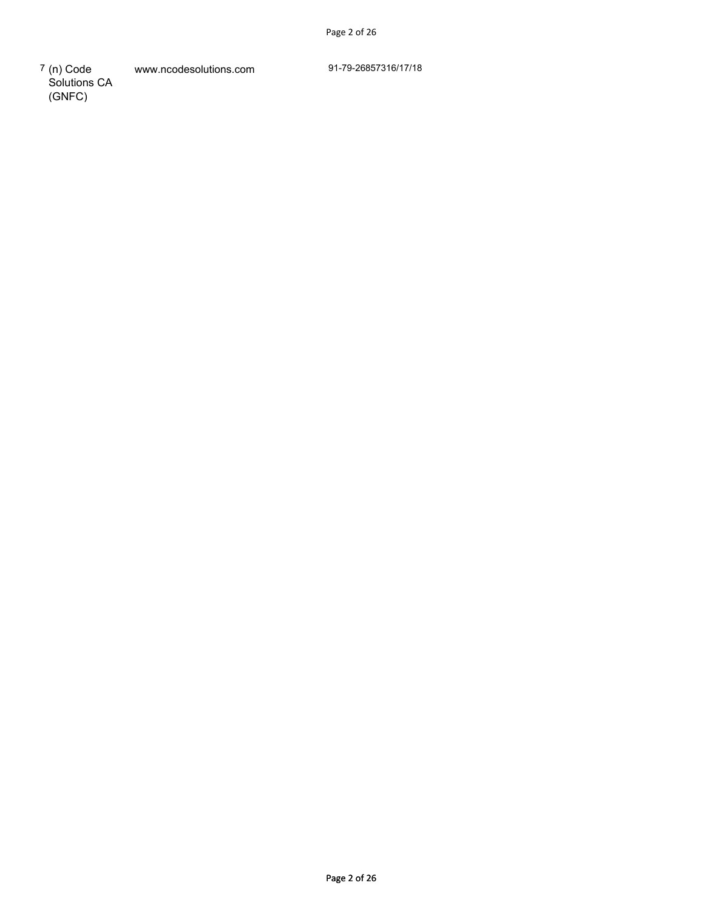| 7 | (n) Code Solutions CA (GNFC) | www.ncodesolutions.com | 91-79-26857316/17/18 |
|---|---|---|---|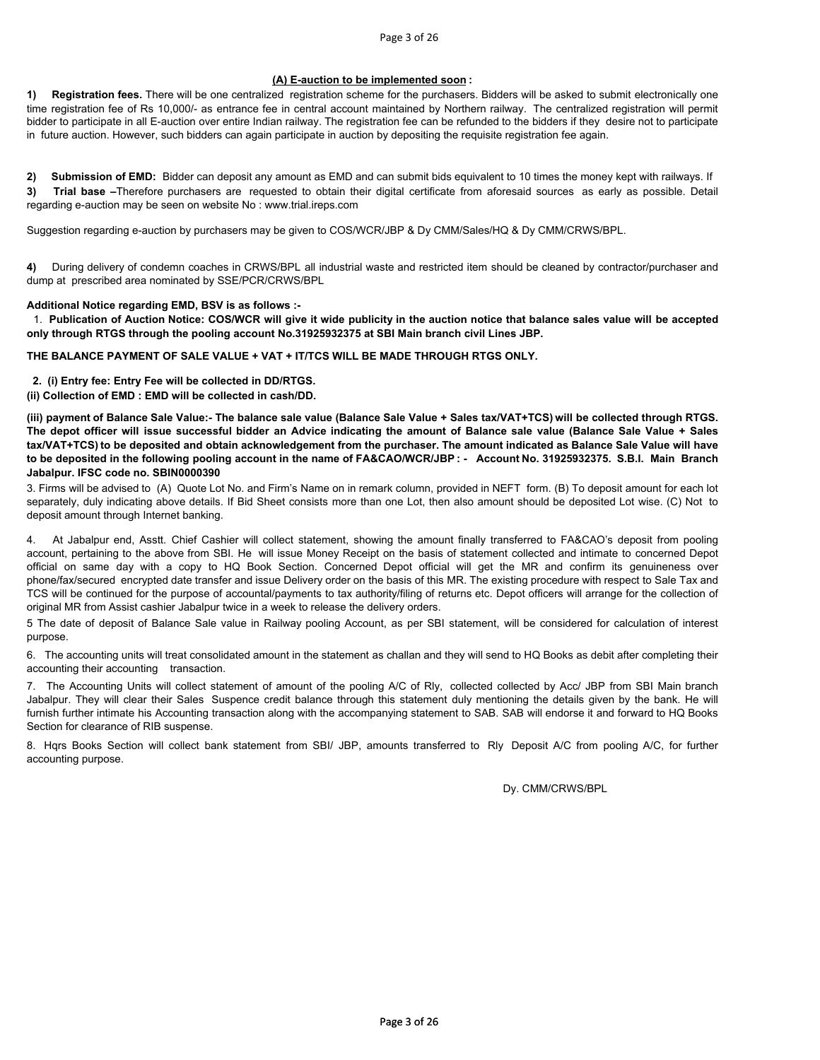## (A) E-auction to be implemented soon :

**1) Registration fees.** There will be one centralized registration scheme for the purchasers. Bidders will be asked to submit electronically one time registration fee of Rs 10,000/- as entrance fee in central account maintained by Northern railway. The centralized registration will permit bidder to participate in all E-auction over entire Indian railway. The registration fee can be refunded to the bidders if they desire not to participate in future auction. However, such bidders can again participate in auction by depositing the requisite registration fee again.

**2) Submission of EMD:** Bidder can deposit any amount as EMD and can submit bids equivalent to 10 times the money kept with railways. If

**3) Trial base –**Therefore purchasers are requested to obtain their digital certificate from aforesaid sources as early as possible. Detail regarding e-auction may be seen on website No : www.trial.ireps.com

Suggestion regarding e-auction by purchasers may be given to COS/WCR/JBP & Dy CMM/Sales/HQ & Dy CMM/CRWS/BPL.

**4)** During delivery of condemn coaches in CRWS/BPL all industrial waste and restricted item should be cleaned by contractor/purchaser and dump at prescribed area nominated by SSE/PCR/CRWS/BPL

**Additional Notice regarding EMD, BSV is as follows :-**

1. **Publication of Auction Notice: COS/WCR will give it wide publicity in the auction notice that balance sales value will be accepted only through RTGS through the pooling account No.31925932375 at SBI Main branch civil Lines JBP.**

**THE BALANCE PAYMENT OF SALE VALUE + VAT + IT/TCS WILL BE MADE THROUGH RTGS ONLY.**

**2. (i) Entry fee: Entry Fee will be collected in DD/RTGS.**

**(ii) Collection of EMD : EMD will be collected in cash/DD.**

**(iii) payment of Balance Sale Value:- The balance sale value (Balance Sale Value + Sales tax/VAT+TCS) will be collected through RTGS. The depot officer will issue successful bidder an Advice indicating the amount of Balance sale value (Balance Sale Value + Sales tax/VAT+TCS) to be deposited and obtain acknowledgement from the purchaser. The amount indicated as Balance Sale Value will have to be deposited in the following pooling account in the name of FA&CAO/WCR/JBP : - Account No. 31925932375. S.B.I. Main Branch Jabalpur. IFSC code no. SBIN0000390**

3. Firms will be advised to (A) Quote Lot No. and Firm's Name on in remark column, provided in NEFT form. (B) To deposit amount for each lot separately, duly indicating above details. If Bid Sheet consists more than one Lot, then also amount should be deposited Lot wise. (C) Not to deposit amount through Internet banking.

4. At Jabalpur end, Asstt. Chief Cashier will collect statement, showing the amount finally transferred to FA&CAO's deposit from pooling account, pertaining to the above from SBI. He will issue Money Receipt on the basis of statement collected and intimate to concerned Depot official on same day with a copy to HQ Book Section. Concerned Depot official will get the MR and confirm its genuineness over phone/fax/secured encrypted date transfer and issue Delivery order on the basis of this MR. The existing procedure with respect to Sale Tax and TCS will be continued for the purpose of accountal/payments to tax authority/filing of returns etc. Depot officers will arrange for the collection of original MR from Assist cashier Jabalpur twice in a week to release the delivery orders.

5 The date of deposit of Balance Sale value in Railway pooling Account, as per SBI statement, will be considered for calculation of interest purpose.

6. The accounting units will treat consolidated amount in the statement as challan and they will send to HQ Books as debit after completing their accounting their accounting transaction.

7. The Accounting Units will collect statement of amount of the pooling A/C of Rly, collected collected by Acc/ JBP from SBI Main branch Jabalpur. They will clear their Sales Suspence credit balance through this statement duly mentioning the details given by the bank. He will furnish further intimate his Accounting transaction along with the accompanying statement to SAB. SAB will endorse it and forward to HQ Books Section for clearance of RIB suspense.

8. Hqrs Books Section will collect bank statement from SBI/ JBP, amounts transferred to Rly Deposit A/C from pooling A/C, for further accounting purpose.

Dy. CMM/CRWS/BPL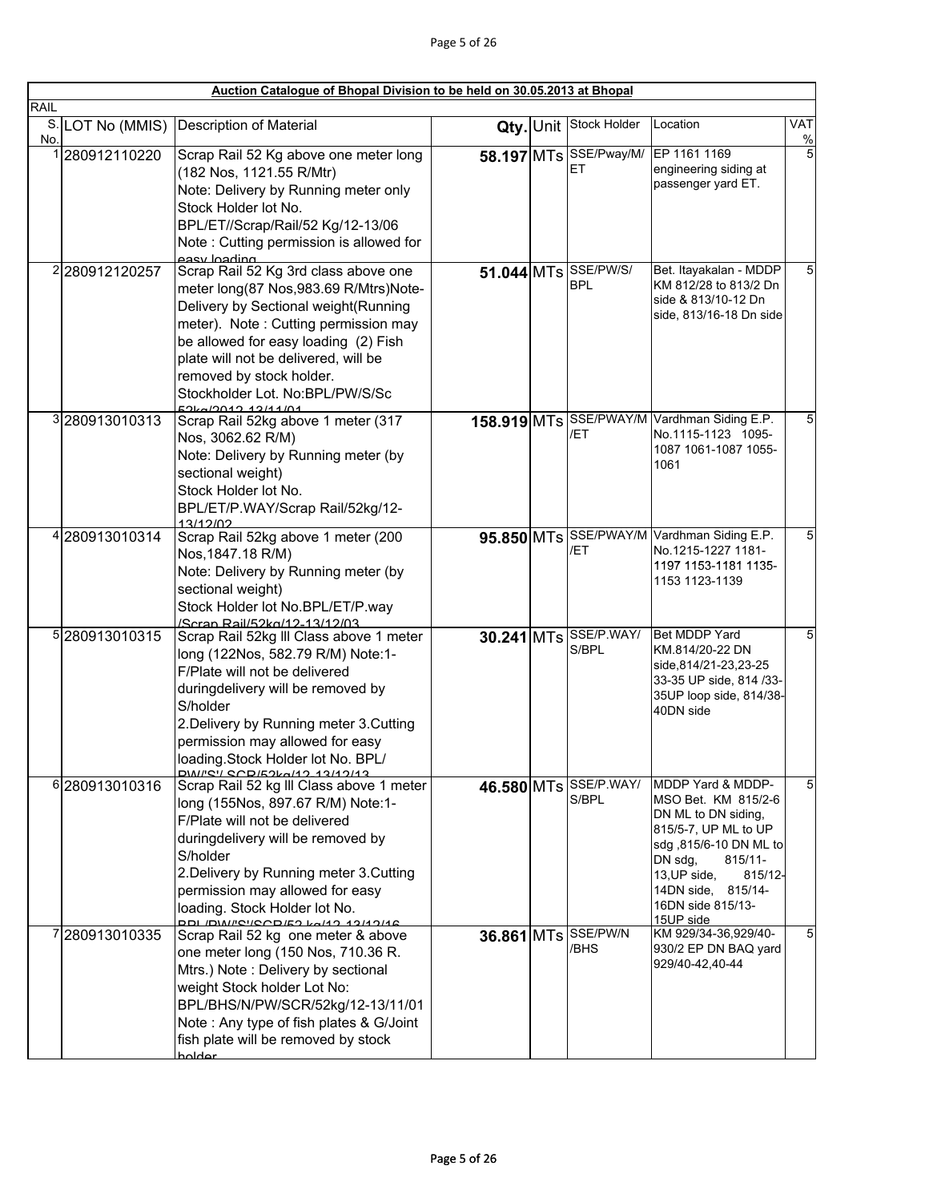**Auction Catalogue of Bhopal Division to be held on 30.05.2013 at Bhopal**

RAIL

| S. No. | LOT No (MMIS) | Description of Material | Qty. | Unit | Stock Holder | Location | VAT % |
|---|---|---|---|---|---|---|---|
| 1 | 280912110220 | Scrap Rail 52 Kg above one meter long (182 Nos, 1121.55 R/Mtr) Note: Delivery by Running meter only Stock Holder lot No. BPL/ET//Scrap/Rail/52 Kg/12-13/06 Note : Cutting permission is allowed for easy loading | **58.197** | **MTs** | SSE/Pway/M/ET | EP 1161 1169 engineering siding at passenger yard ET. | 5 |
| 2 | 280912120257 | Scrap Rail 52 Kg 3rd class above one meter long(87 Nos,983.69 R/Mtrs)Note- Delivery by Sectional weight(Running meter). Note : Cutting permission may be allowed for easy loading (2) Fish plate will not be delivered, will be removed by stock holder. Stockholder Lot. No:BPL/PW/S/Sc 52kg/2012-13/11/01 | **51.044** | **MTs** | SSE/PW/S/BPL | Bet. Itayakalan - MDDP KM 812/28 to 813/2 Dn side & 813/10-12 Dn side, 813/16-18 Dn side | 5 |
| 3 | 280913010313 | Scrap Rail 52kg above 1 meter (317 Nos, 3062.62 R/M) Note: Delivery by Running meter (by sectional weight) Stock Holder lot No. BPL/ET/P.WAY/Scrap Rail/52kg/12-13/12/02 | **158.919** | **MTs** | SSE/PWAY/M/ET | Vardhman Siding E.P. No.1115-1123 1095-1087 1061-1087 1055-1061 | 5 |
| 4 | 280913010314 | Scrap Rail 52kg above 1 meter (200 Nos,1847.18 R/M) Note: Delivery by Running meter (by sectional weight) Stock Holder lot No.BPL/ET/P.way /Scrap Rail/52kg/12-13/12/03 | **95.850** | **MTs** | SSE/PWAY/M/ET | Vardhman Siding E.P. No.1215-1227 1181-1197 1153-1181 1135-1153 1123-1139 | 5 |
| 5 | 280913010315 | Scrap Rail 52kg III Class above 1 meter long (122Nos, 582.79 R/M) Note:1-F/Plate will not be delivered duringdelivery will be removed by S/holder 2.Delivery by Running meter 3.Cutting permission may allowed for easy loading.Stock Holder lot No. BPL/ PW/'S'/ SCR/52kg/12-13/12/13 | **30.241** | **MTs** | SSE/P.WAY/S/BPL | Bet MDDP Yard KM.814/20-22 DN side,814/21-23,23-25 33-35 UP side, 814 /33-35UP loop side, 814/38-40DN side | 5 |
| 6 | 280913010316 | Scrap Rail 52 kg III Class above 1 meter long (155Nos, 897.67 R/M) Note:1-F/Plate will not be delivered duringdelivery will be removed by S/holder 2.Delivery by Running meter 3.Cutting permission may allowed for easy loading. Stock Holder lot No. BPL/PW/'S'/SCR/52 kg/12-13/12/16 | **46.580** | **MTs** | SSE/P.WAY/S/BPL | MDDP Yard & MDDP-MSO Bet. KM 815/2-6 DN ML to DN siding, 815/5-7, UP ML to UP sdg ,815/6-10 DN ML to DN sdg, 815/11-13,UP side, 815/12-14DN side, 815/14-16DN side 815/13-15UP side | 5 |
| 7 | 280913010335 | Scrap Rail 52 kg one meter & above one meter long (150 Nos, 710.36 R. Mtrs.) Note : Delivery by sectional weight Stock holder Lot No: BPL/BHS/N/PW/SCR/52kg/12-13/11/01 Note : Any type of fish plates & G/Joint fish plate will be removed by stock holder | **36.861** | **MTs** | SSE/PW/N/BHS | KM 929/34-36,929/40-930/2 EP DN BAQ yard 929/40-42,40-44 | 5 |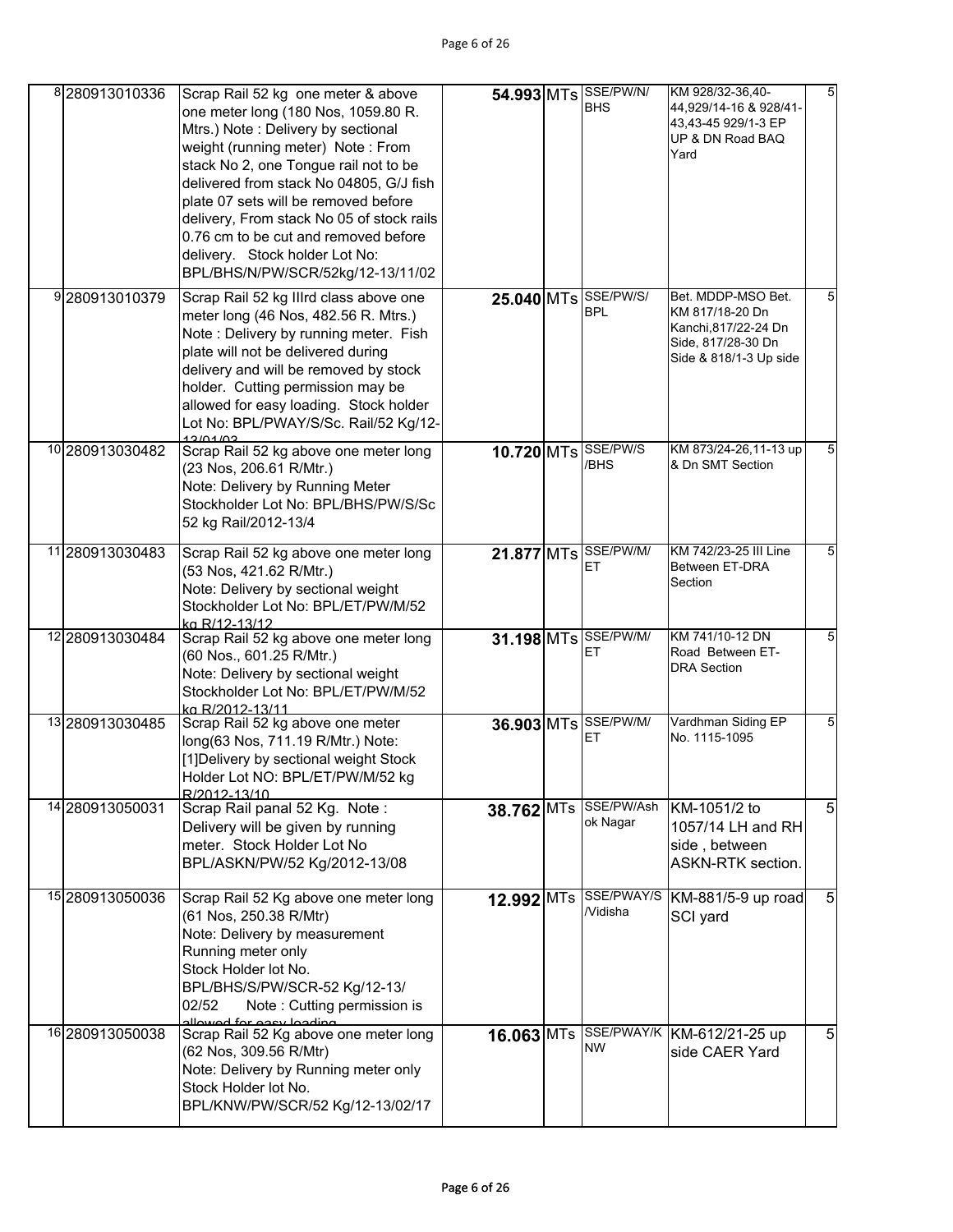| | | | | | | | |
|---|---|---|---|---|---|---|---|
| 8 | 280913010336 | Scrap Rail 52 kg one meter & above one meter long (180 Nos, 1059.80 R. Mtrs.) Note : Delivery by sectional weight (running meter) Note : From stack No 2, one Tongue rail not to be delivered from stack No 04805, G/J fish plate 07 sets will be removed before delivery, From stack No 05 of stock rails 0.76 cm to be cut and removed before delivery. Stock holder Lot No: BPL/BHS/N/PW/SCR/52kg/12-13/11/02 | 54.993 | MTs | SSE/PW/N/ BHS | KM 928/32-36,40-44,929/14-16 & 928/41-43,43-45 929/1-3 EP UP & DN Road BAQ Yard | 5 |
| 9 | 280913010379 | Scrap Rail 52 kg IIIrd class above one meter long (46 Nos, 482.56 R. Mtrs.) Note : Delivery by running meter. Fish plate will not be delivered during delivery and will be removed by stock holder. Cutting permission may be allowed for easy loading. Stock holder Lot No: BPL/PWAY/S/Sc. Rail/52 Kg/12-13/01/02 | 25.040 | MTs | SSE/PW/S/ BPL | Bet. MDDP-MSO Bet. KM 817/18-20 Dn Kanchi,817/22-24 Dn Side, 817/28-30 Dn Side & 818/1-3 Up side | 5 |
| 10 | 280913030482 | Scrap Rail 52 kg above one meter long (23 Nos, 206.61 R/Mtr.) Note: Delivery by Running Meter Stockholder Lot No: BPL/BHS/PW/S/Sc 52 kg Rail/2012-13/4 | 10.720 | MTs | SSE/PW/S /BHS | KM 873/24-26,11-13 up & Dn SMT Section | 5 |
| 11 | 280913030483 | Scrap Rail 52 kg above one meter long (53 Nos, 421.62 R/Mtr.) Note: Delivery by sectional weight Stockholder Lot No: BPL/ET/PW/M/52 kg R/12-13/12 | 21.877 | MTs | SSE/PW/M/ ET | KM 742/23-25 III Line Between ET-DRA Section | 5 |
| 12 | 280913030484 | Scrap Rail 52 kg above one meter long (60 Nos., 601.25 R/Mtr.) Note: Delivery by sectional weight Stockholder Lot No: BPL/ET/PW/M/52 kg R/2012-13/11 | 31.198 | MTs | SSE/PW/M/ ET | KM 741/10-12 DN Road Between ET-DRA Section | 5 |
| 13 | 280913030485 | Scrap Rail 52 kg above one meter long(63 Nos, 711.19 R/Mtr.) Note: [1]Delivery by sectional weight Stock Holder Lot NO: BPL/ET/PW/M/52 kg R/2012-13/10 | 36.903 | MTs | SSE/PW/M/ ET | Vardhman Siding EP No. 1115-1095 | 5 |
| 14 | 280913050031 | Scrap Rail panal 52 Kg. Note : Delivery will be given by running meter. Stock Holder Lot No BPL/ASKN/PW/52 Kg/2012-13/08 | 38.762 | MTs | SSE/PW/Ash ok Nagar | KM-1051/2 to 1057/14 LH and RH side , between ASKN-RTK section. | 5 |
| 15 | 280913050036 | Scrap Rail 52 Kg above one meter long (61 Nos, 250.38 R/Mtr) Note: Delivery by measurement Running meter only Stock Holder lot No. BPL/BHS/S/PW/SCR-52 Kg/12-13/ 02/52 Note : Cutting permission is allowed for easy loading | 12.992 | MTs | SSE/PWAY/S /Vidisha | KM-881/5-9 up road SCI yard | 5 |
| 16 | 280913050038 | Scrap Rail 52 Kg above one meter long (62 Nos, 309.56 R/Mtr) Note: Delivery by Running meter only Stock Holder lot No. BPL/KNW/PW/SCR/52 Kg/12-13/02/17 | 16.063 | MTs | SSE/PWAY/K NW | KM-612/21-25 up side CAER Yard | 5 |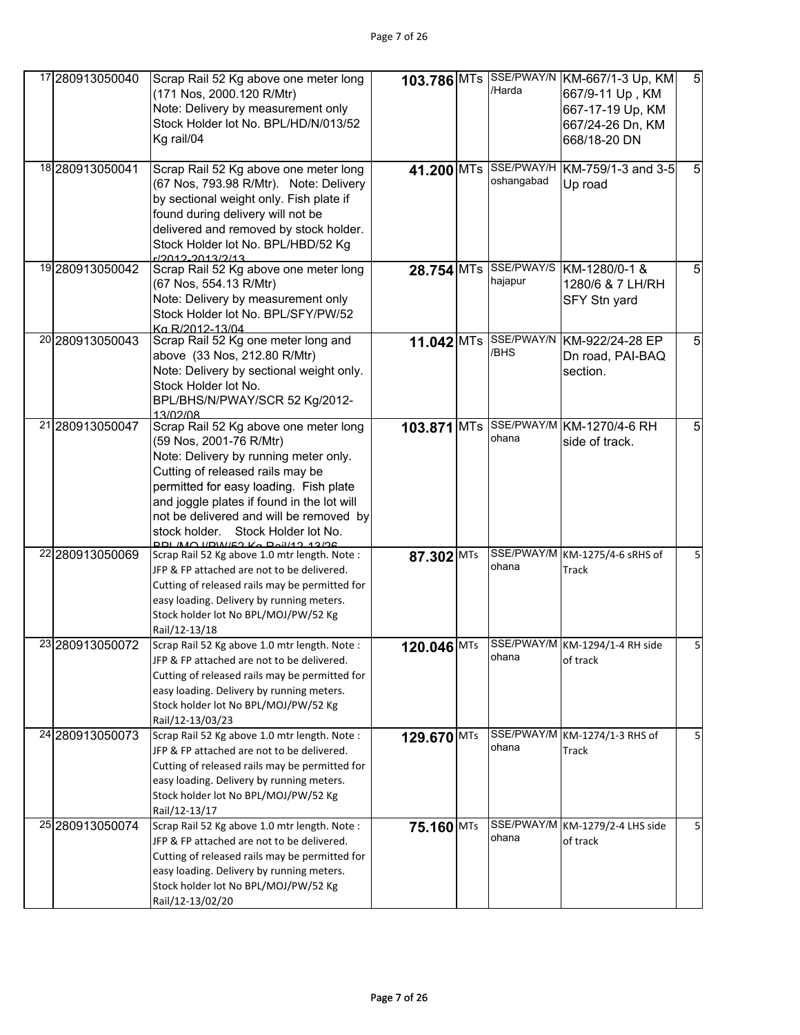| 17 | 280913050040 | Scrap Rail 52 Kg above one meter long (171 Nos, 2000.120 R/Mtr) Note: Delivery by measurement only Stock Holder lot No. BPL/HD/N/013/52 Kg rail/04 | 103.786 | MTs | SSE/PWAY/N /Harda | KM-667/1-3 Up, KM 667/9-11 Up , KM 667-17-19 Up, KM 667/24-26 Dn, KM 668/18-20 DN | 5 |
|---|---|---|---|---|---|---|---|
| 18 | 280913050041 | Scrap Rail 52 Kg above one meter long (67 Nos, 793.98 R/Mtr). Note: Delivery by sectional weight only. Fish plate if found during delivery will not be delivered and removed by stock holder. Stock Holder lot No. BPL/HBD/52 Kg r/2012-2013/2/13 | 41.200 | MTs | SSE/PWAY/H oshangabad | KM-759/1-3 and 3-5 Up road | 5 |
| 19 | 280913050042 | Scrap Rail 52 Kg above one meter long (67 Nos, 554.13 R/Mtr) Note: Delivery by measurement only Stock Holder lot No. BPL/SFY/PW/52 Kg R/2012-13/04 | 28.754 | MTs | SSE/PWAY/S hajapur | KM-1280/0-1 & 1280/6 & 7 LH/RH SFY Stn yard | 5 |
| 20 | 280913050043 | Scrap Rail 52 Kg one meter long and above (33 Nos, 212.80 R/Mtr) Note: Delivery by sectional weight only. Stock Holder lot No. BPL/BHS/N/PWAY/SCR 52 Kg/2012-13/02/08 | 11.042 | MTs | SSE/PWAY/N /BHS | KM-922/24-28 EP Dn road, PAI-BAQ section. | 5 |
| 21 | 280913050047 | Scrap Rail 52 Kg above one meter long (59 Nos, 2001-76 R/Mtr) Note: Delivery by running meter only. Cutting of released rails may be permitted for easy loading. Fish plate and joggle plates if found in the lot will not be delivered and will be removed by stock holder. Stock Holder lot No. BPL/MOJ/PW/52 Kg Rail/12-13/26 | 103.871 | MTs | SSE/PWAY/M ohana | KM-1270/4-6 RH side of track. | 5 |
| 22 | 280913050069 | Scrap Rail 52 Kg above 1.0 mtr length. Note : JFP & FP attached are not to be delivered. Cutting of released rails may be permitted for easy loading. Delivery by running meters. Stock holder lot No BPL/MOJ/PW/52 Kg Rail/12-13/18 | 87.302 | MTs | SSE/PWAY/M ohana | KM-1275/4-6 sRHS of Track | 5 |
| 23 | 280913050072 | Scrap Rail 52 Kg above 1.0 mtr length. Note : JFP & FP attached are not to be delivered. Cutting of released rails may be permitted for easy loading. Delivery by running meters. Stock holder lot No BPL/MOJ/PW/52 Kg Rail/12-13/03/23 | 120.046 | MTs | SSE/PWAY/M ohana | KM-1294/1-4 RH side of track | 5 |
| 24 | 280913050073 | Scrap Rail 52 Kg above 1.0 mtr length. Note : JFP & FP attached are not to be delivered. Cutting of released rails may be permitted for easy loading. Delivery by running meters. Stock holder lot No BPL/MOJ/PW/52 Kg Rail/12-13/17 | 129.670 | MTs | SSE/PWAY/M ohana | KM-1274/1-3 RHS of Track | 5 |
| 25 | 280913050074 | Scrap Rail 52 Kg above 1.0 mtr length. Note : JFP & FP attached are not to be delivered. Cutting of released rails may be permitted for easy loading. Delivery by running meters. Stock holder lot No BPL/MOJ/PW/52 Kg Rail/12-13/02/20 | 75.160 | MTs | SSE/PWAY/M ohana | KM-1279/2-4 LHS side of track | 5 |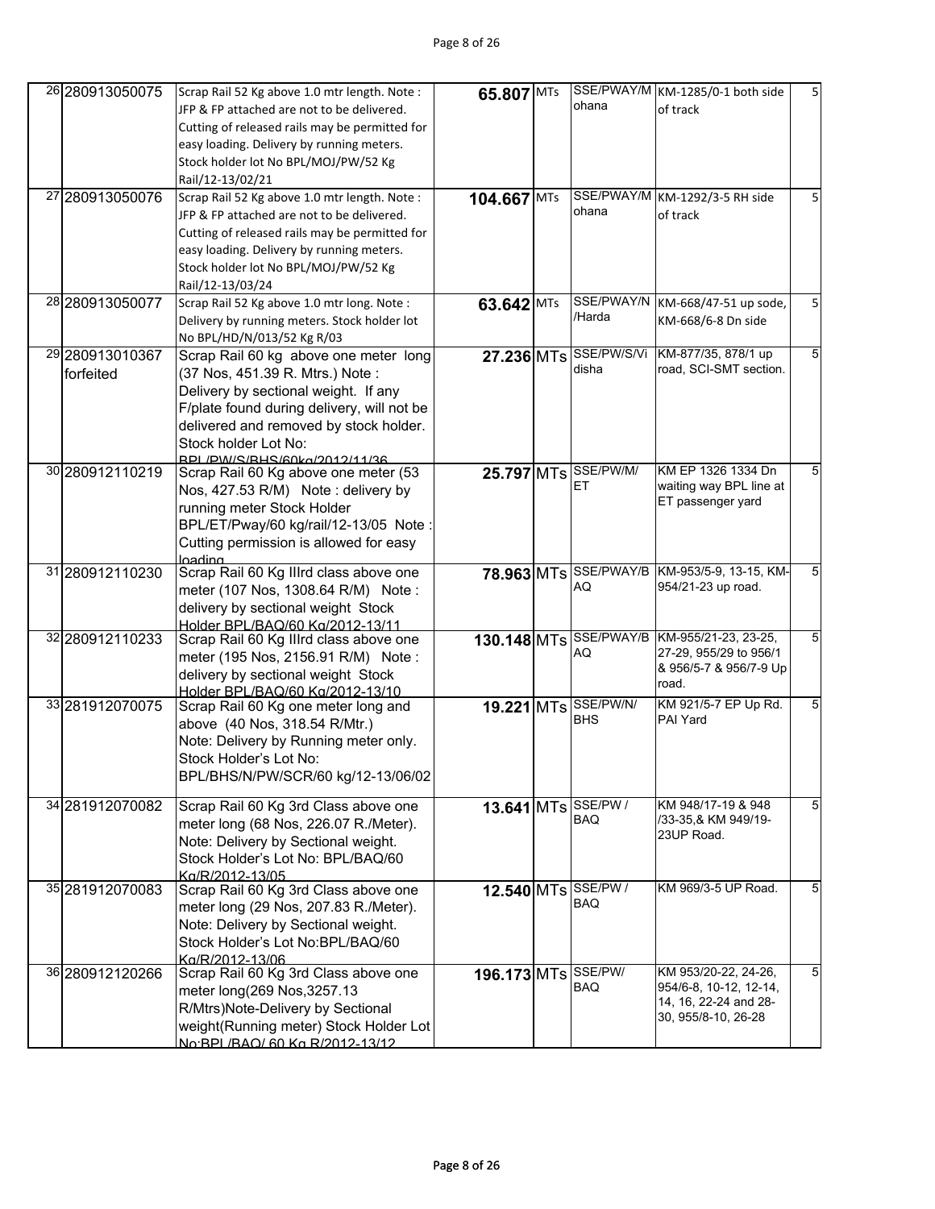| | | | | | | | |
|---|---|---|---|---|---|---|---|
| 26 | 280913050075 | Scrap Rail 52 Kg above 1.0 mtr length. Note : JFP & FP attached are not to be delivered. Cutting of released rails may be permitted for easy loading. Delivery by running meters. Stock holder lot No BPL/MOJ/PW/52 Kg Rail/12-13/02/21 | 65.807 | MTs | SSE/PWAY/Mohana | KM-1285/0-1 both side of track | 5 |
| 27 | 280913050076 | Scrap Rail 52 Kg above 1.0 mtr length. Note : JFP & FP attached are not to be delivered. Cutting of released rails may be permitted for easy loading. Delivery by running meters. Stock holder lot No BPL/MOJ/PW/52 Kg Rail/12-13/03/24 | 104.667 | MTs | SSE/PWAY/Mohana | KM-1292/3-5 RH side of track | 5 |
| 28 | 280913050077 | Scrap Rail 52 Kg above 1.0 mtr long. Note : Delivery by running meters. Stock holder lot No BPL/HD/N/013/52 Kg R/03 | 63.642 | MTs | SSE/PWAY/N/Harda | KM-668/47-51 up sode, KM-668/6-8 Dn side | 5 |
| 29 | 280913010367 forfeited | Scrap Rail 60 kg above one meter long (37 Nos, 451.39 R. Mtrs.) Note : Delivery by sectional weight. If any F/plate found during delivery, will not be delivered and removed by stock holder. Stock holder Lot No: BPL/PW/S/BHS/60kg/2012/11/36 | 27.236 | MTs | SSE/PW/S/Vidisha | KM-877/35, 878/1 up road, SCI-SMT section. | 5 |
| 30 | 280912110219 | Scrap Rail 60 Kg above one meter (53 Nos, 427.53 R/M) Note : delivery by running meter Stock Holder BPL/ET/Pway/60 kg/rail/12-13/05 Note : Cutting permission is allowed for easy loading | 25.797 | MTs | SSE/PW/M/ET | KM EP 1326 1334 Dn waiting way BPL line at ET passenger yard | 5 |
| 31 | 280912110230 | Scrap Rail 60 Kg IIIrd class above one meter (107 Nos, 1308.64 R/M) Note : delivery by sectional weight Stock Holder BPL/BAQ/60 Kg/2012-13/11 | 78.963 | MTs | SSE/PWAY/BAQ | KM-953/5-9, 13-15, KM-954/21-23 up road. | 5 |
| 32 | 280912110233 | Scrap Rail 60 Kg IIIrd class above one meter (195 Nos, 2156.91 R/M) Note : delivery by sectional weight Stock Holder BPL/BAQ/60 Kg/2012-13/10 | 130.148 | MTs | SSE/PWAY/BAQ | KM-955/21-23, 23-25, 27-29, 955/29 to 956/1 & 956/5-7 & 956/7-9 Up road. | 5 |
| 33 | 281912070075 | Scrap Rail 60 Kg one meter long and above (40 Nos, 318.54 R/Mtr.) Note: Delivery by Running meter only. Stock Holder's Lot No: BPL/BHS/N/PW/SCR/60 kg/12-13/06/02 | 19.221 | MTs | SSE/PW/N/BHS | KM 921/5-7 EP Up Rd. PAI Yard | 5 |
| 34 | 281912070082 | Scrap Rail 60 Kg 3rd Class above one meter long (68 Nos, 226.07 R./Meter). Note: Delivery by Sectional weight. Stock Holder's Lot No: BPL/BAQ/60 Kg/R/2012-13/05 | 13.641 | MTs | SSE/PW / BAQ | KM 948/17-19 & 948 /33-35,& KM 949/19-23UP Road. | 5 |
| 35 | 281912070083 | Scrap Rail 60 Kg 3rd Class above one meter long (29 Nos, 207.83 R./Meter). Note: Delivery by Sectional weight. Stock Holder's Lot No:BPL/BAQ/60 Kg/R/2012-13/06 | 12.540 | MTs | SSE/PW / BAQ | KM 969/3-5 UP Road. | 5 |
| 36 | 280912120266 | Scrap Rail 60 Kg 3rd Class above one meter long(269 Nos,3257.13 R/Mtrs)Note-Delivery by Sectional weight(Running meter) Stock Holder Lot No:BPL/BAQ/ 60 Kg R/2012-13/12 | 196.173 | MTs | SSE/PW/ BAQ | KM 953/20-22, 24-26, 954/6-8, 10-12, 12-14, 14, 16, 22-24 and 28-30, 955/8-10, 26-28 | 5 |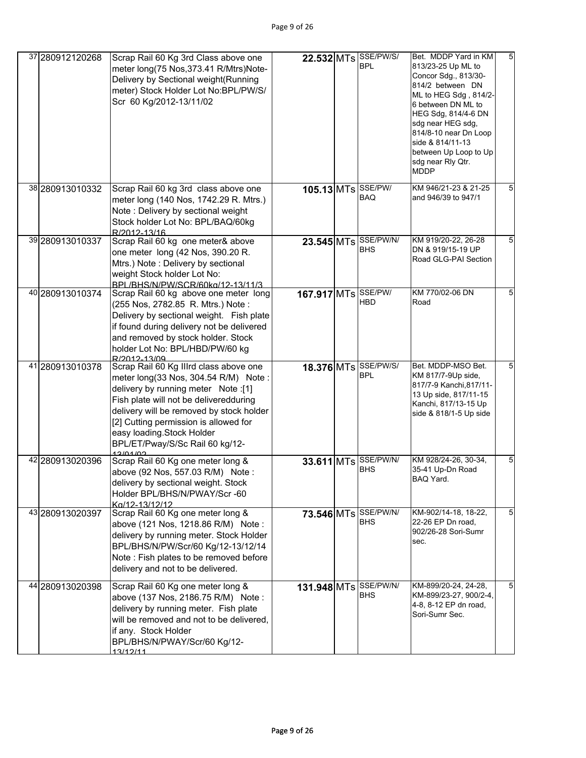| | | | | | | | |
|---|---|---|---|---|---|---|---|
| 37 | 280912120268 | Scrap Rail 60 Kg 3rd Class above one meter long(75 Nos,373.41 R/Mtrs)Note-Delivery by Sectional weight(Running meter) Stock Holder Lot No:BPL/PW/S/ Scr 60 Kg/2012-13/11/02 | 22.532 | MTs | SSE/PW/S/ BPL | Bet. MDDP Yard in KM 813/23-25 Up ML to Concor Sdg., 813/30-814/2 between DN ML to HEG Sdg , 814/2-6 between DN ML to HEG Sdg, 814/4-6 DN sdg near HEG sdg, 814/8-10 near Dn Loop side & 814/11-13 between Up Loop to Up sdg near Rly Qtr. MDDP | 5 |
| 38 | 280913010332 | Scrap Rail 60 kg 3rd class above one meter long (140 Nos, 1742.29 R. Mtrs.) Note : Delivery by sectional weight Stock holder Lot No: BPL/BAQ/60kg R/2012-13/16 | 105.13 | MTs | SSE/PW/ BAQ | KM 946/21-23 & 21-25 and 946/39 to 947/1 | 5 |
| 39 | 280913010337 | Scrap Rail 60 kg one meter& above one meter long (42 Nos, 390.20 R. Mtrs.) Note : Delivery by sectional weight Stock holder Lot No: BPL/BHS/N/PW/SCR/60kg/12-13/11/3 | 23.545 | MTs | SSE/PW/N/ BHS | KM 919/20-22, 26-28 DN & 919/15-19 UP Road GLG-PAI Section | 5 |
| 40 | 280913010374 | Scrap Rail 60 kg above one meter long (255 Nos, 2782.85 R. Mtrs.) Note : Delivery by sectional weight. Fish plate if found during delivery not be delivered and removed by stock holder. Stock holder Lot No: BPL/HBD/PW/60 kg R/2012-13/09 | 167.917 | MTs | SSE/PW/ HBD | KM 770/02-06 DN Road | 5 |
| 41 | 280913010378 | Scrap Rail 60 Kg IIIrd class above one meter long(33 Nos, 304.54 R/M) Note : delivery by running meter Note :[1] Fish plate will not be deliveredduring delivery will be removed by stock holder [2] Cutting permission is allowed for easy loading.Stock Holder BPL/ET/Pway/S/Sc Rail 60 kg/12-13/01/02 | 18.376 | MTs | SSE/PW/S/ BPL | Bet. MDDP-MSO Bet. KM 817/7-9Up side, 817/7-9 Kanchi,817/11-13 Up side, 817/11-15 Kanchi, 817/13-15 Up side & 818/1-5 Up side | 5 |
| 42 | 280913020396 | Scrap Rail 60 Kg one meter long & above (92 Nos, 557.03 R/M) Note : delivery by sectional weight. Stock Holder BPL/BHS/N/PWAY/Scr -60 Kg/12-13/12/12 | 33.611 | MTs | SSE/PW/N/ BHS | KM 928/24-26, 30-34, 35-41 Up-Dn Road BAQ Yard. | 5 |
| 43 | 280913020397 | Scrap Rail 60 Kg one meter long & above (121 Nos, 1218.86 R/M) Note : delivery by running meter. Stock Holder BPL/BHS/N/PW/Scr/60 Kg/12-13/12/14 Note : Fish plates to be removed before delivery and not to be delivered. | 73.546 | MTs | SSE/PW/N/ BHS | KM-902/14-18, 18-22, 22-26 EP Dn road, 902/26-28 Sori-Sumr sec. | 5 |
| 44 | 280913020398 | Scrap Rail 60 Kg one meter long & above (137 Nos, 2186.75 R/M) Note : delivery by running meter. Fish plate will be removed and not to be delivered, if any. Stock Holder BPL/BHS/N/PWAY/Scr/60 Kg/12-13/12/11 | 131.948 | MTs | SSE/PW/N/ BHS | KM-899/20-24, 24-28, KM-899/23-27, 900/2-4, 4-8, 8-12 EP dn road, Sori-Sumr Sec. | 5 |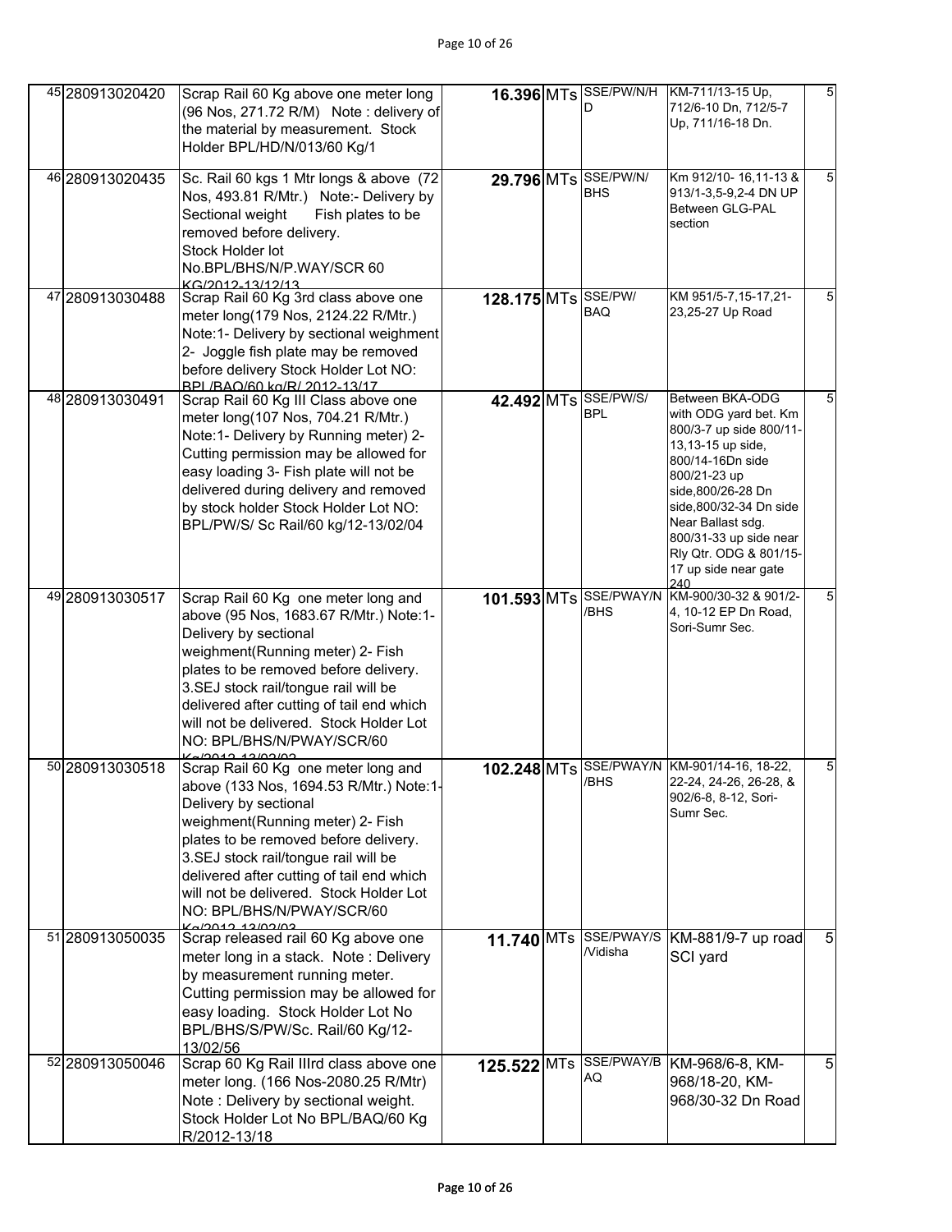| | | | | | | | |
|---|---|---|---|---|---|---|---|
| 45 | 280913020420 | Scrap Rail 60 Kg above one meter long (96 Nos, 271.72 R/M) Note : delivery of the material by measurement. Stock Holder BPL/HD/N/013/60 Kg/1 | 16.396 | MTs | SSE/PW/N/HD | KM-711/13-15 Up, 712/6-10 Dn, 712/5-7 Up, 711/16-18 Dn. | 5 |
| 46 | 280913020435 | Sc. Rail 60 kgs 1 Mtr longs & above (72 Nos, 493.81 R/Mtr.) Note:- Delivery by Sectional weight Fish plates to be removed before delivery. Stock Holder lot No.BPL/BHS/N/P.WAY/SCR 60 KG/2012-13/12/13 | 29.796 | MTs | SSE/PW/N/BHS | Km 912/10- 16,11-13 & 913/1-3,5-9,2-4 DN UP Between GLG-PAL section | 5 |
| 47 | 280913030488 | Scrap Rail 60 Kg 3rd class above one meter long(179 Nos, 2124.22 R/Mtr.) Note:1- Delivery by sectional weighment 2- Joggle fish plate may be removed before delivery Stock Holder Lot NO: BPL/BAQ/60 kg/R/ 2012-13/17 | 128.175 | MTs | SSE/PW/BAQ | KM 951/5-7,15-17,21-23,25-27 Up Road | 5 |
| 48 | 280913030491 | Scrap Rail 60 Kg III Class above one meter long(107 Nos, 704.21 R/Mtr.) Note:1- Delivery by Running meter) 2- Cutting permission may be allowed for easy loading 3- Fish plate will not be delivered during delivery and removed by stock holder Stock Holder Lot NO: BPL/PW/S/ Sc Rail/60 kg/12-13/02/04 | 42.492 | MTs | SSE/PW/S/BPL | Between BKA-ODG with ODG yard bet. Km 800/3-7 up side 800/11-13,13-15 up side, 800/14-16Dn side 800/21-23 up side,800/26-28 Dn side,800/32-34 Dn side Near Ballast sdg. 800/31-33 up side near Rly Qtr. ODG & 801/15-17 up side near gate 240 | 5 |
| 49 | 280913030517 | Scrap Rail 60 Kg one meter long and above (95 Nos, 1683.67 R/Mtr.) Note:1- Delivery by sectional weighment(Running meter) 2- Fish plates to be removed before delivery. 3.SEJ stock rail/tongue rail will be delivered after cutting of tail end which will not be delivered. Stock Holder Lot NO: BPL/BHS/N/PWAY/SCR/60 Kg/2012-13/02/02 | 101.593 | MTs | SSE/PWAY/N/BHS | KM-900/30-32 & 901/2-4, 10-12 EP Dn Road, Sori-Sumr Sec. | 5 |
| 50 | 280913030518 | Scrap Rail 60 Kg one meter long and above (133 Nos, 1694.53 R/Mtr.) Note:1-Delivery by sectional weighment(Running meter) 2- Fish plates to be removed before delivery. 3.SEJ stock rail/tongue rail will be delivered after cutting of tail end which will not be delivered. Stock Holder Lot NO: BPL/BHS/N/PWAY/SCR/60 Kg/2012-13/02/03 | 102.248 | MTs | SSE/PWAY/N/BHS | KM-901/14-16, 18-22, 22-24, 24-26, 26-28, & 902/6-8, 8-12, Sori-Sumr Sec. | 5 |
| 51 | 280913050035 | Scrap released rail 60 Kg above one meter long in a stack. Note : Delivery by measurement running meter. Cutting permission may be allowed for easy loading. Stock Holder Lot No BPL/BHS/S/PW/Sc. Rail/60 Kg/12-13/02/56 | 11.740 | MTs | SSE/PWAY/S/Vidisha | KM-881/9-7 up road SCI yard | 5 |
| 52 | 280913050046 | Scrap 60 Kg Rail IIIrd class above one meter long. (166 Nos-2080.25 R/Mtr) Note : Delivery by sectional weight. Stock Holder Lot No BPL/BAQ/60 Kg R/2012-13/18 | 125.522 | MTs | SSE/PWAY/BAQ | KM-968/6-8, KM-968/18-20, KM-968/30-32 Dn Road | 5 |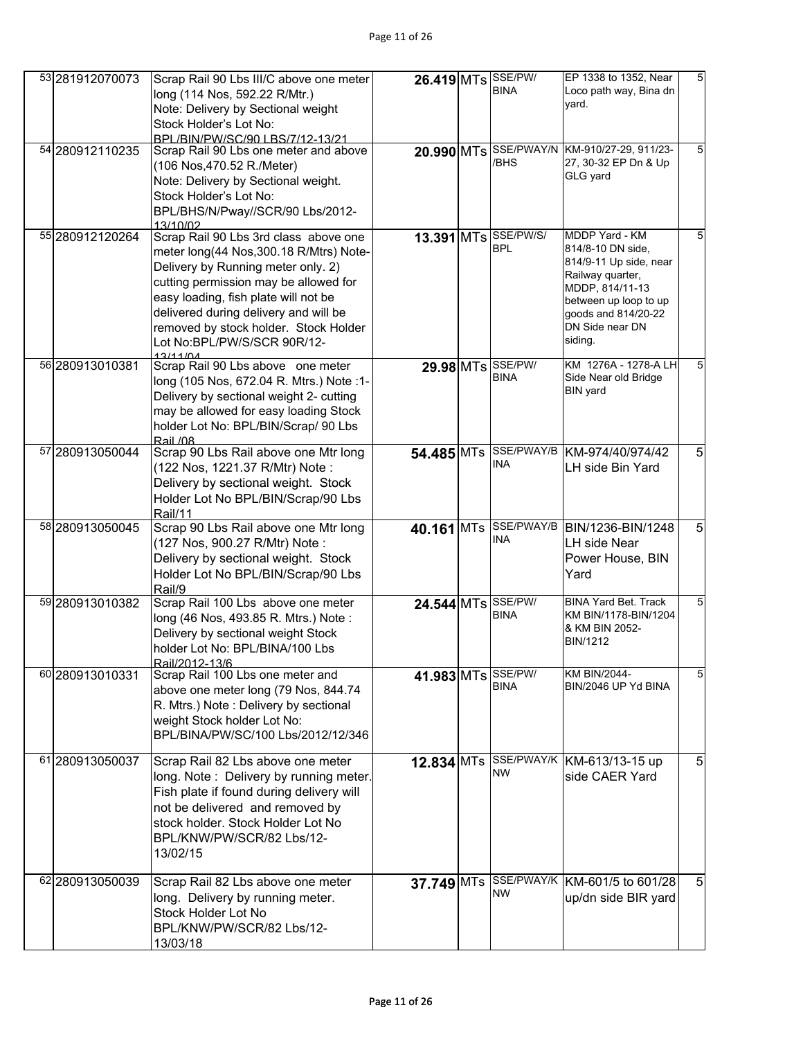| 53 | 281912070073 | Scrap Rail 90 Lbs III/C above one meter long (114 Nos, 592.22 R/Mtr.) Note: Delivery by Sectional weight Stock Holder's Lot No: BPL/BIN/PW/SC/90 LBS/7/12-13/21 | 26.419 | MTs | SSE/PW/ BINA | EP 1338 to 1352, Near Loco path way, Bina dn yard. | 5 |
|---|---|---|---|---|---|---|---|
| 54 | 280912110235 | Scrap Rail 90 Lbs one meter and above (106 Nos,470.52 R./Meter) Note: Delivery by Sectional weight. Stock Holder's Lot No: BPL/BHS/N/Pway//SCR/90 Lbs/2012-13/10/02 | 20.990 | MTs | SSE/PWAY/N /BHS | KM-910/27-29, 911/23-27, 30-32 EP Dn & Up GLG yard | 5 |
| 55 | 280912120264 | Scrap Rail 90 Lbs 3rd class above one meter long(44 Nos,300.18 R/Mtrs) Note- Delivery by Running meter only. 2) cutting permission may be allowed for easy loading, fish plate will not be delivered during delivery and will be removed by stock holder. Stock Holder Lot No:BPL/PW/S/SCR 90R/12-13/11/04 | 13.391 | MTs | SSE/PW/S/ BPL | MDDP Yard - KM 814/8-10 DN side, 814/9-11 Up side, near Railway quarter, MDDP, 814/11-13 between up loop to up goods and 814/20-22 DN Side near DN siding. | 5 |
| 56 | 280913010381 | Scrap Rail 90 Lbs above one meter long (105 Nos, 672.04 R. Mtrs.) Note :1- Delivery by sectional weight 2- cutting may be allowed for easy loading Stock holder Lot No: BPL/BIN/Scrap/ 90 Lbs Rail /08 | 29.98 | MTs | SSE/PW/ BINA | KM 1276A - 1278-A LH Side Near old Bridge BIN yard | 5 |
| 57 | 280913050044 | Scrap 90 Lbs Rail above one Mtr long (122 Nos, 1221.37 R/Mtr) Note : Delivery by sectional weight. Stock Holder Lot No BPL/BIN/Scrap/90 Lbs Rail/11 | 54.485 | MTs | SSE/PWAY/B INA | KM-974/40/974/42 LH side Bin Yard | 5 |
| 58 | 280913050045 | Scrap 90 Lbs Rail above one Mtr long (127 Nos, 900.27 R/Mtr) Note : Delivery by sectional weight. Stock Holder Lot No BPL/BIN/Scrap/90 Lbs Rail/9 | 40.161 | MTs | SSE/PWAY/B INA | BIN/1236-BIN/1248 LH side Near Power House, BIN Yard | 5 |
| 59 | 280913010382 | Scrap Rail 100 Lbs above one meter long (46 Nos, 493.85 R. Mtrs.) Note : Delivery by sectional weight Stock holder Lot No: BPL/BINA/100 Lbs Rail/2012-13/6 | 24.544 | MTs | SSE/PW/ BINA | BINA Yard Bet. Track KM BIN/1178-BIN/1204 & KM BIN 2052-BIN/1212 | 5 |
| 60 | 280913010331 | Scrap Rail 100 Lbs one meter and above one meter long (79 Nos, 844.74 R. Mtrs.) Note : Delivery by sectional weight Stock holder Lot No: BPL/BINA/PW/SC/100 Lbs/2012/12/346 | 41.983 | MTs | SSE/PW/ BINA | KM BIN/2044-BIN/2046 UP Yd BINA | 5 |
| 61 | 280913050037 | Scrap Rail 82 Lbs above one meter long. Note : Delivery by running meter. Fish plate if found during delivery will not be delivered and removed by stock holder. Stock Holder Lot No BPL/KNW/PW/SCR/82 Lbs/12-13/02/15 | 12.834 | MTs | SSE/PWAY/K NW | KM-613/13-15 up side CAER Yard | 5 |
| 62 | 280913050039 | Scrap Rail 82 Lbs above one meter long. Delivery by running meter. Stock Holder Lot No BPL/KNW/PW/SCR/82 Lbs/12-13/03/18 | 37.749 | MTs | SSE/PWAY/K NW | KM-601/5 to 601/28 up/dn side BIR yard | 5 |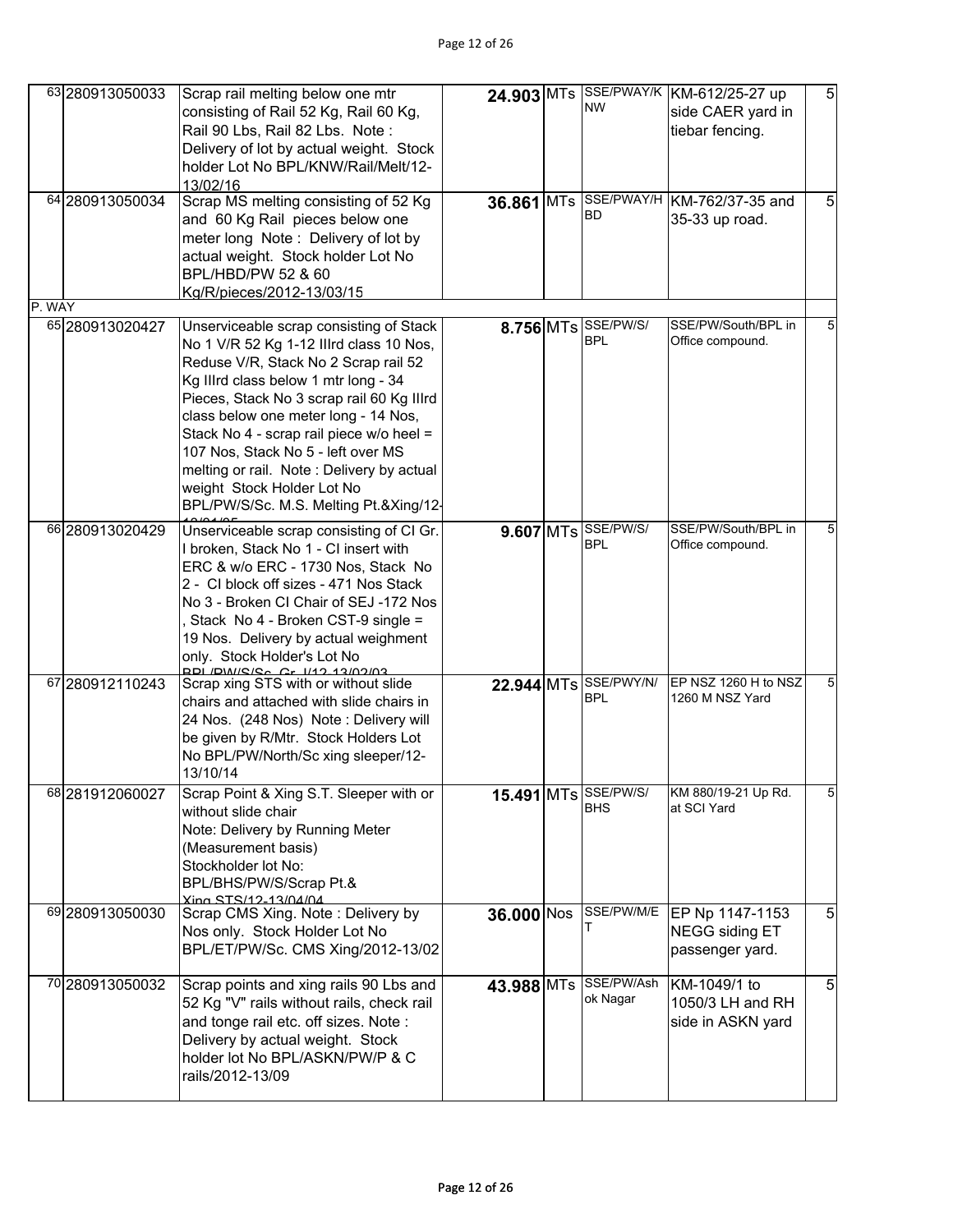| | | | | | | | |
|---|---|---|---|---|---|---|---|
| 63 | 280913050033 | Scrap rail melting below one mtr consisting of Rail 52 Kg, Rail 60 Kg, Rail 90 Lbs, Rail 82 Lbs. Note : Delivery of lot by actual weight. Stock holder Lot No BPL/KNW/Rail/Melt/12-13/02/16 | **24.903** | MTs | SSE/PWAY/KNW | KM-612/25-27 up side CAER yard in tiebar fencing. | 5 |
| 64 | 280913050034 | Scrap MS melting consisting of 52 Kg and 60 Kg Rail pieces below one meter long Note : Delivery of lot by actual weight. Stock holder Lot No BPL/HBD/PW 52 & 60 Kg/R/pieces/2012-13/03/15 | **36.861** | MTs | SSE/PWAY/HBD | KM-762/37-35 and 35-33 up road. | 5 |
| P. WAY | | | | | | | |
| 65 | 280913020427 | Unserviceable scrap consisting of Stack No 1 V/R 52 Kg 1-12 IIIrd class 10 Nos, Reduse V/R, Stack No 2 Scrap rail 52 Kg IIIrd class below 1 mtr long - 34 Pieces, Stack No 3 scrap rail 60 Kg IIIrd class below one meter long - 14 Nos, Stack No 4 - scrap rail piece w/o heel = 107 Nos, Stack No 5 - left over MS melting or rail. Note : Delivery by actual weight Stock Holder Lot No BPL/PW/S/Sc. M.S. Melting Pt.&Xing/12-13/01/05 | **8.756** | MTs | SSE/PW/S/BPL | SSE/PW/South/BPL in Office compound. | 5 |
| 66 | 280913020429 | Unserviceable scrap consisting of CI Gr. I broken, Stack No 1 - CI insert with ERC & w/o ERC - 1730 Nos, Stack No 2 - CI block off sizes - 471 Nos Stack No 3 - Broken CI Chair of SEJ -172 Nos , Stack No 4 - Broken CST-9 single = 19 Nos. Delivery by actual weighment only. Stock Holder's Lot No BPL/PW/S/Sc. Gr. I/12-13/02/03 | **9.607** | MTs | SSE/PW/S/BPL | SSE/PW/South/BPL in Office compound. | 5 |
| 67 | 280912110243 | Scrap xing STS with or without slide chairs and attached with slide chairs in 24 Nos. (248 Nos) Note : Delivery will be given by R/Mtr. Stock Holders Lot No BPL/PW/North/Sc xing sleeper/12-13/10/14 | **22.944** | MTs | SSE/PWY/N/BPL | EP NSZ 1260 H to NSZ 1260 M NSZ Yard | 5 |
| 68 | 281912060027 | Scrap Point & Xing S.T. Sleeper with or without slide chair<br>Note: Delivery by Running Meter (Measurement basis)<br>Stockholder lot No: BPL/BHS/PW/S/Scrap Pt.& Xing STS/12-13/04/04 | **15.491** | MTs | SSE/PW/S/BHS | KM 880/19-21 Up Rd. at SCI Yard | 5 |
| 69 | 280913050030 | Scrap CMS Xing. Note : Delivery by Nos only. Stock Holder Lot No BPL/ET/PW/Sc. CMS Xing/2012-13/02 | **36.000** | Nos | SSE/PW/M/ET | EP Np 1147-1153 NEGG siding ET passenger yard. | 5 |
| 70 | 280913050032 | Scrap points and xing rails 90 Lbs and 52 Kg "V" rails without rails, check rail and tonge rail etc. off sizes. Note : Delivery by actual weight. Stock holder lot No BPL/ASKN/PW/P & C rails/2012-13/09 | **43.988** | MTs | SSE/PW/Ashok Nagar | KM-1049/1 to 1050/3 LH and RH side in ASKN yard | 5 |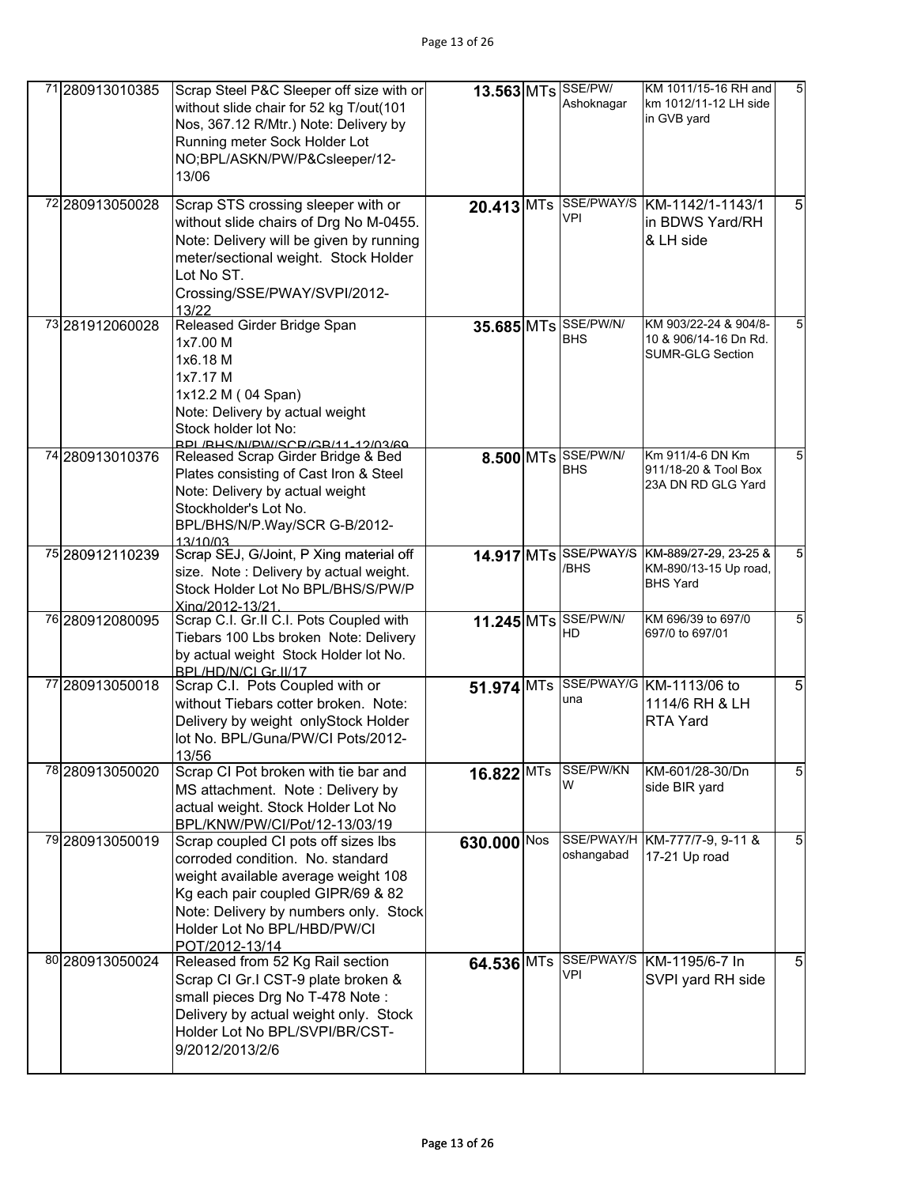| | | | | | | | |
|---|---|---|---|---|---|---|---|
| 71 | 280913010385 | Scrap Steel P&C Sleeper off size with or without slide chair for 52 kg T/out(101 Nos, 367.12 R/Mtr.) Note: Delivery by Running meter Sock Holder Lot NO;BPL/ASKN/PW/P&Csleeper/12-13/06 | 13.563 | MTs | SSE/PW/ Ashoknagar | KM 1011/15-16 RH and km 1012/11-12 LH side in GVB yard | 5 |
| 72 | 280913050028 | Scrap STS crossing sleeper with or without slide chairs of Drg No M-0455. Note: Delivery will be given by running meter/sectional weight. Stock Holder Lot No ST. Crossing/SSE/PWAY/SVPI/2012-13/22 | 20.413 | MTs | SSE/PWAY/S VPI | KM-1142/1-1143/1 in BDWS Yard/RH & LH side | 5 |
| 73 | 281912060028 | Released Girder Bridge Span 1x7.00 M 1x6.18 M 1x7.17 M 1x12.2 M ( 04 Span) Note: Delivery by actual weight Stock holder lot No: BPL/BHS/N/PW/SCR/GB/11-12/03/69 | 35.685 | MTs | SSE/PW/N/ BHS | KM 903/22-24 & 904/8-10 & 906/14-16 Dn Rd. SUMR-GLG Section | 5 |
| 74 | 280913010376 | Released Scrap Girder Bridge & Bed Plates consisting of Cast Iron & Steel Note: Delivery by actual weight Stockholder's Lot No. BPL/BHS/N/P.Way/SCR G-B/2012-13/10/03 | 8.500 | MTs | SSE/PW/N/ BHS | Km 911/4-6 DN Km 911/18-20 & Tool Box 23A DN RD GLG Yard | 5 |
| 75 | 280912110239 | Scrap SEJ, G/Joint, P Xing material off size. Note : Delivery by actual weight. Stock Holder Lot No BPL/BHS/S/PW/P Xing/2012-13/21. | 14.917 | MTs | SSE/PWAY/S /BHS | KM-889/27-29, 23-25 & KM-890/13-15 Up road, BHS Yard | 5 |
| 76 | 280912080095 | Scrap C.I. Gr.II C.I. Pots Coupled with Tiebars 100 Lbs broken Note: Delivery by actual weight Stock Holder lot No. BPL/HD/N/CI Gr.II/17 | 11.245 | MTs | SSE/PW/N/ HD | KM 696/39 to 697/0 697/0 to 697/01 | 5 |
| 77 | 280913050018 | Scrap C.I. Pots Coupled with or without Tiebars cotter broken. Note: Delivery by weight onlyStock Holder lot No. BPL/Guna/PW/CI Pots/2012-13/56 | 51.974 | MTs | SSE/PWAY/G una | KM-1113/06 to 1114/6 RH & LH RTA Yard | 5 |
| 78 | 280913050020 | Scrap CI Pot broken with tie bar and MS attachment. Note : Delivery by actual weight. Stock Holder Lot No BPL/KNW/PW/CI/Pot/12-13/03/19 | 16.822 | MTs | SSE/PW/KN W | KM-601/28-30/Dn side BIR yard | 5 |
| 79 | 280913050019 | Scrap coupled CI pots off sizes lbs corroded condition. No. standard weight available average weight 108 Kg each pair coupled GIPR/69 & 82 Note: Delivery by numbers only. Stock Holder Lot No BPL/HBD/PW/CI POT/2012-13/14 | 630.000 | Nos | SSE/PWAY/H oshangabad | KM-777/7-9, 9-11 & 17-21 Up road | 5 |
| 80 | 280913050024 | Released from 52 Kg Rail section Scrap CI Gr.I CST-9 plate broken & small pieces Drg No T-478 Note : Delivery by actual weight only. Stock Holder Lot No BPL/SVPI/BR/CST-9/2012/2013/2/6 | 64.536 | MTs | SSE/PWAY/S VPI | KM-1195/6-7 In SVPI yard RH side | 5 |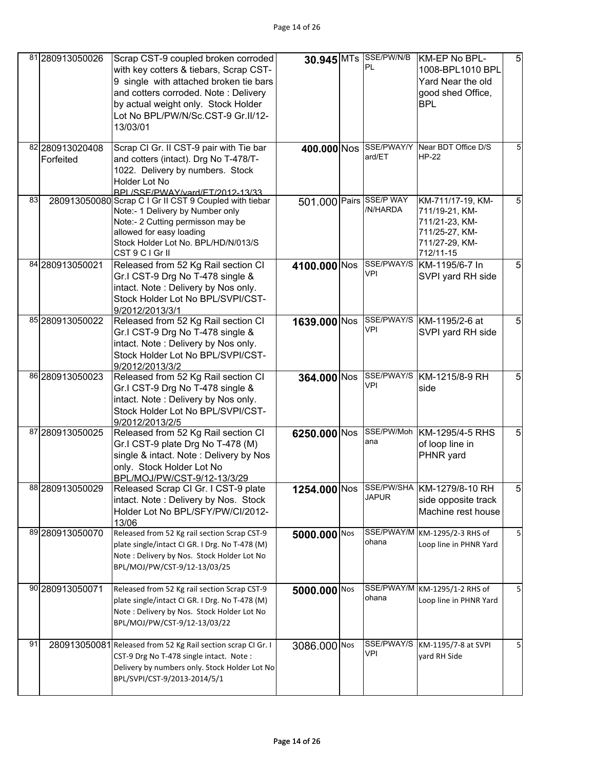| 81 | 280913050026 | Scrap CST-9 coupled broken corroded with key cotters & tiebars, Scrap CST-9 single with attached broken tie bars and cotters corroded. Note : Delivery by actual weight only. Stock Holder Lot No BPL/PW/N/Sc.CST-9 Gr.II/12-13/03/01 | 30.945 | MTs | SSE/PW/N/BPL | KM-EP No BPL-1008-BPL1010 BPL Yard Near the old good shed Office, BPL | 5 |
|---|---|---|---|---|---|---|---|
| 82 | 280913020408 Forfeited | Scrap CI Gr. II CST-9 pair with Tie bar and cotters (intact). Drg No T-478/T-1022. Delivery by numbers. Stock Holder Lot No BPL/SSE/PWAY/yard/ET/2012-13/33 | 400.000 | Nos | SSE/PWAY/Yard/ET | Near BDT Office D/S HP-22 | 5 |
| 83 | 280913050080 | Scrap C I Gr II CST 9 Coupled with tiebar Note:- 1 Delivery by Number only Note:- 2 Cutting permisson may be allowed for easy loading Stock Holder Lot No. BPL/HD/N/013/S CST 9 C I Gr II | 501.000 | Pairs | SSE/P WAY /N/HARDA | KM-711/17-19, KM-711/19-21, KM-711/21-23, KM-711/25-27, KM-711/27-29, KM-712/11-15 | 5 |
| 84 | 280913050021 | Released from 52 Kg Rail section CI Gr.I CST-9 Drg No T-478 single & intact. Note : Delivery by Nos only. Stock Holder Lot No BPL/SVPI/CST-9/2012/2013/3/1 | 4100.000 | Nos | SSE/PWAY/SVPI | KM-1195/6-7 In SVPI yard RH side | 5 |
| 85 | 280913050022 | Released from 52 Kg Rail section CI Gr.I CST-9 Drg No T-478 single & intact. Note : Delivery by Nos only. Stock Holder Lot No BPL/SVPI/CST-9/2012/2013/3/2 | 1639.000 | Nos | SSE/PWAY/SVPI | KM-1195/2-6 at SVPI yard RH side | 5 |
| 86 | 280913050023 | Released from 52 Kg Rail section CI Gr.I CST-9 Drg No T-478 single & intact. Note : Delivery by Nos only. Stock Holder Lot No BPL/SVPI/CST-9/2012/2013/2/5 | 364.000 | Nos | SSE/PWAY/SVPI | KM-1215/8-9 RH side | 5 |
| 87 | 280913050025 | Released from 52 Kg Rail section CI Gr.I CST-9 plate Drg No T-478 (M) single & intact. Note : Delivery by Nos only. Stock Holder Lot No BPL/MOJ/PW/CST-9/12-13/3/29 | 6250.000 | Nos | SSE/PW/Mohana | KM-1295/4-5 RHS of loop line in PHNR yard | 5 |
| 88 | 280913050029 | Released Scrap CI Gr. I CST-9 plate intact. Note : Delivery by Nos. Stock Holder Lot No BPL/SFY/PW/CI/2012-13/06 | 1254.000 | Nos | SSE/PW/SHAJAPUR | KM-1279/8-10 RH side opposite track Machine rest house | 5 |
| 89 | 280913050070 | Released from 52 Kg rail section Scrap CST-9 plate single/intact CI GR. I Drg. No T-478 (M) Note : Delivery by Nos. Stock Holder Lot No BPL/MOJ/PW/CST-9/12-13/03/25 | 5000.000 | Nos | SSE/PWAY/Mohana | KM-1295/2-3 RHS of Loop line in PHNR Yard | 5 |
| 90 | 280913050071 | Released from 52 Kg rail section Scrap CST-9 plate single/intact CI GR. I Drg. No T-478 (M) Note : Delivery by Nos. Stock Holder Lot No BPL/MOJ/PW/CST-9/12-13/03/22 | 5000.000 | Nos | SSE/PWAY/Mohana | KM-1295/1-2 RHS of Loop line in PHNR Yard | 5 |
| 91 | 280913050081 | Released from 52 Kg Rail section scrap CI Gr. I CST-9 Drg No T-478 single intact. Note : Delivery by numbers only. Stock Holder Lot No BPL/SVPI/CST-9/2013-2014/5/1 | 3086.000 | Nos | SSE/PWAY/SVPI | KM-1195/7-8 at SVPI yard RH Side | 5 |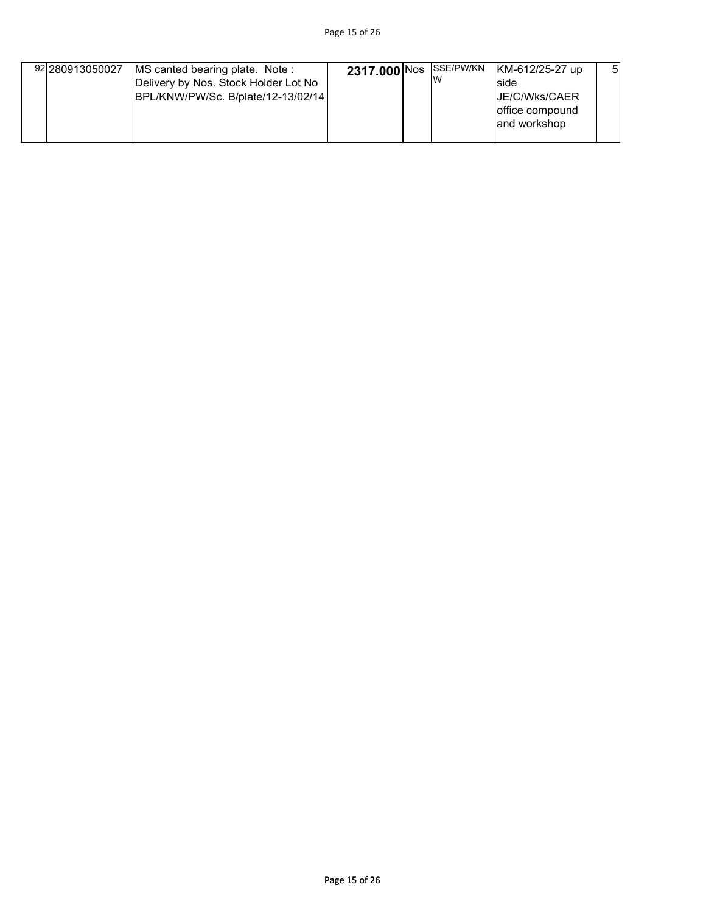| | | | | | | | |
|---|---|---|---|---|---|---|---|
| 92 | 280913050027 | MS canted bearing plate. Note : Delivery by Nos. Stock Holder Lot No BPL/KNW/PW/Sc. B/plate/12-13/02/14 | **2317.000** | Nos | SSE/PW/KNW | KM-612/25-27 up side JE/C/Wks/CAER office compound and workshop | 5 |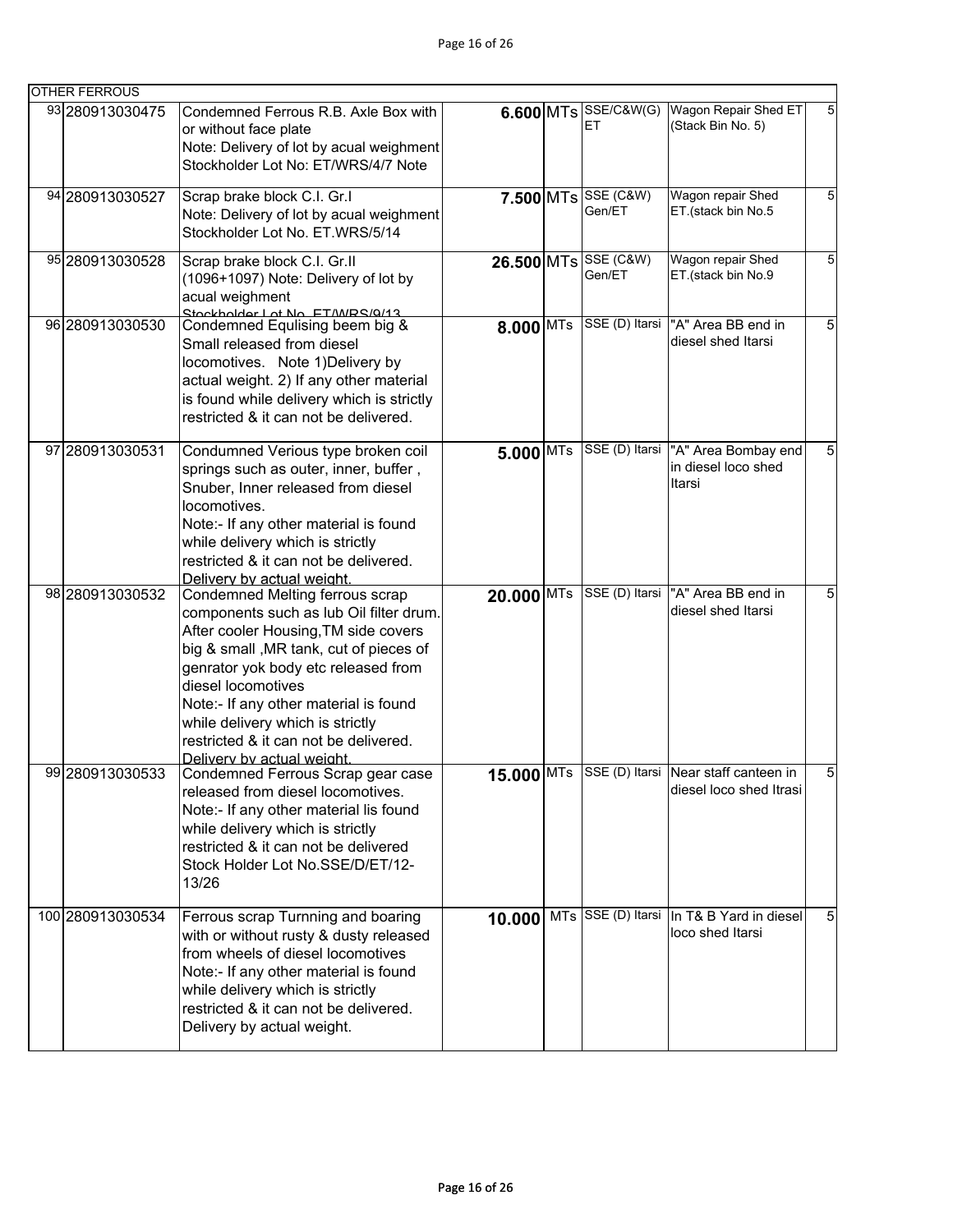| OTHER FERROUS | | | | | | | |
|---|---|---|---|---|---|---|---|
| 93 | 280913030475 | Condemned Ferrous R.B. Axle Box with or without face plate<br>Note: Delivery of lot by acual weighment<br>Stockholder Lot No: ET/WRS/4/7 Note | 6.600 | MTs | SSE/C&W(G) ET | Wagon Repair Shed ET (Stack Bin No. 5) | 5 |
| 94 | 280913030527 | Scrap brake block C.I. Gr.I<br>Note: Delivery of lot by acual weighment<br>Stockholder Lot No. ET.WRS/5/14 | 7.500 | MTs | SSE (C&W) Gen/ET | Wagon repair Shed ET.(stack bin No.5 | 5 |
| 95 | 280913030528 | Scrap brake block C.I. Gr.II (1096+1097) Note: Delivery of lot by acual weighment<br>Stockholder Lot No. ET/WRS/9/13 | 26.500 | MTs | SSE (C&W) Gen/ET | Wagon repair Shed ET.(stack bin No.9 | 5 |
| 96 | 280913030530 | Condemned Equlising beem big & Small released from diesel locomotives. Note 1)Delivery by actual weight. 2) If any other material is found while delivery which is strictly restricted & it can not be delivered. | 8.000 | MTs | SSE (D) Itarsi | "A" Area BB end in diesel shed Itarsi | 5 |
| 97 | 280913030531 | Condumned Verious type broken coil springs such as outer, inner, buffer , Snuber, Inner released from diesel locomotives.<br>Note:- If any other material is found while delivery which is strictly restricted & it can not be delivered.<br>Delivery by actual weight. | 5.000 | MTs | SSE (D) Itarsi | "A" Area Bombay end in diesel loco shed Itarsi | 5 |
| 98 | 280913030532 | Condemned Melting ferrous scrap components such as lub Oil filter drum. After cooler Housing,TM side covers big & small ,MR tank, cut of pieces of genrator yok body etc released from diesel locomotives<br>Note:- If any other material is found while delivery which is strictly restricted & it can not be delivered.<br>Delivery by actual weight. | 20.000 | MTs | SSE (D) Itarsi | "A" Area BB end in diesel shed Itarsi | 5 |
| 99 | 280913030533 | Condemned Ferrous Scrap gear case released from diesel locomotives.<br>Note:- If any other material lis found while delivery which is strictly restricted & it can not be delivered<br>Stock Holder Lot No.SSE/D/ET/12-13/26 | 15.000 | MTs | SSE (D) Itarsi | Near staff canteen in diesel loco shed Itrasi | 5 |
| 100 | 280913030534 | Ferrous scrap Turnning and boaring with or without rusty & dusty released from wheels of diesel locomotives<br>Note:- If any other material is found while delivery which is strictly restricted & it can not be delivered.<br>Delivery by actual weight. | 10.000 | MTs | SSE (D) Itarsi | In T& B Yard in diesel loco shed Itarsi | 5 |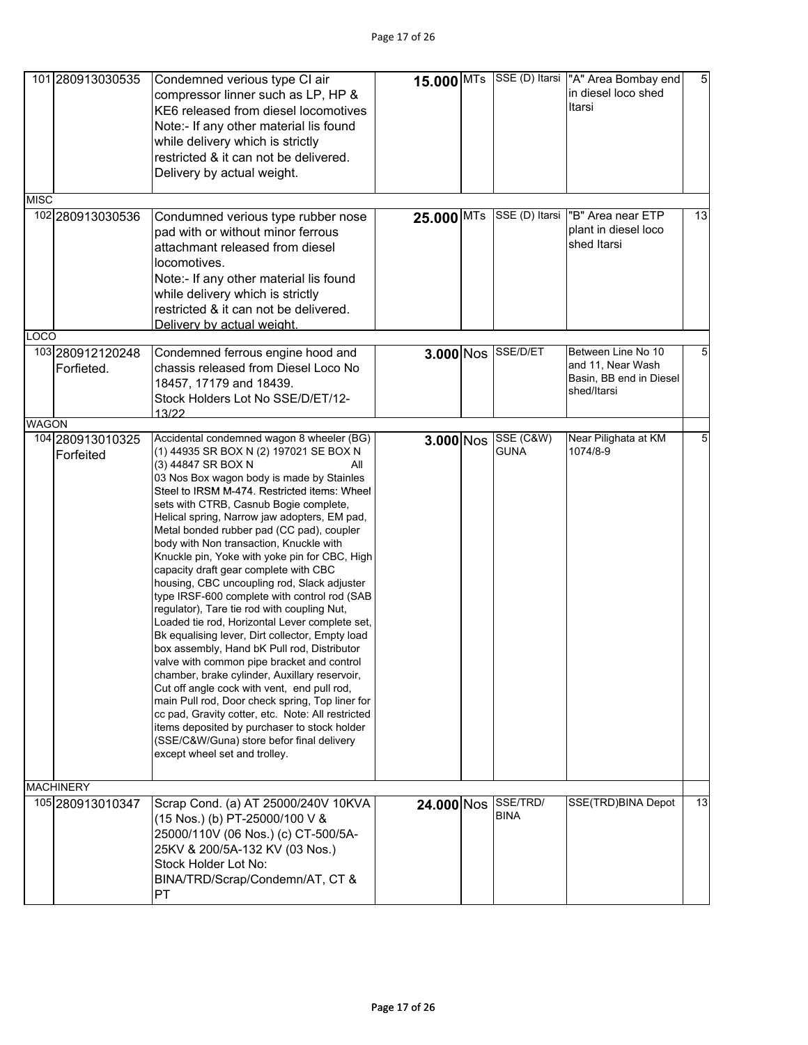| | | | | | | | |
|---|---|---|---|---|---|---|---|
| 101 | 280913030535 | Condemned verious type CI air compressor linner such as LP, HP & KE6 released from diesel locomotives<br>Note:- If any other material lis found while delivery which is strictly restricted & it can not be delivered.<br>Delivery by actual weight. | **15.000** | MTs | SSE (D) Itarsi | "A" Area Bombay end in diesel loco shed Itarsi | 5 |
| MISC | | | | | | | |
| 102 | 280913030536 | Condumned verious type rubber nose pad with or without minor ferrous attachmant released from diesel locomotives.<br>Note:- If any other material lis found while delivery which is strictly restricted & it can not be delivered.<br>Delivery by actual weight. | **25.000** | MTs | SSE (D) Itarsi | "B" Area near ETP plant in diesel loco shed Itarsi | 13 |
| LOCO | | | | | | | |
| 103 | 280912120248 Forfieted. | Condemned ferrous engine hood and chassis released from Diesel Loco No 18457, 17179 and 18439.<br>Stock Holders Lot No SSE/D/ET/12-13/22 | **3.000** | Nos | SSE/D/ET | Between Line No 10 and 11, Near Wash Basin, BB end in Diesel shed/Itarsi | 5 |
| WAGON | | | | | | | |
| 104 | 280913010325 Forfeited | Accidental condemned wagon 8 wheeler (BG) (1) 44935 SR BOX N (2) 197021 SE BOX N (3) 44847 SR BOX N All 03 Nos Box wagon body is made by Stainles Steel to IRSM M-474. Restricted items: Wheel sets with CTRB, Casnub Bogie complete, Helical spring, Narrow jaw adopters, EM pad, Metal bonded rubber pad (CC pad), coupler body with Non transaction, Knuckle with Knuckle pin, Yoke with yoke pin for CBC, High capacity draft gear complete with CBC housing, CBC uncoupling rod, Slack adjuster type IRSF-600 complete with control rod (SAB regulator), Tare tie rod with coupling Nut, Loaded tie rod, Horizontal Lever complete set, Bk equalising lever, Dirt collector, Empty load box assembly, Hand bK Pull rod, Distributor valve with common pipe bracket and control chamber, brake cylinder, Auxillary reservoir, Cut off angle cock with vent, end pull rod, main Pull rod, Door check spring, Top liner for cc pad, Gravity cotter, etc. Note: All restricted items deposited by purchaser to stock holder (SSE/C&W/Guna) store befor final delivery except wheel set and trolley. | **3.000** | Nos | SSE (C&W) GUNA | Near Pilighata at KM 1074/8-9 | 5 |
| MACHINERY | | | | | | | |
| 105 | 280913010347 | Scrap Cond. (a) AT 25000/240V 10KVA (15 Nos.) (b) PT-25000/100 V & 25000/110V (06 Nos.) (c) CT-500/5A-25KV & 200/5A-132 KV (03 Nos.)<br>Stock Holder Lot No: BINA/TRD/Scrap/Condemn/AT, CT & PT | **24.000** | Nos | SSE/TRD/ BINA | SSE(TRD)BINA Depot | 13 |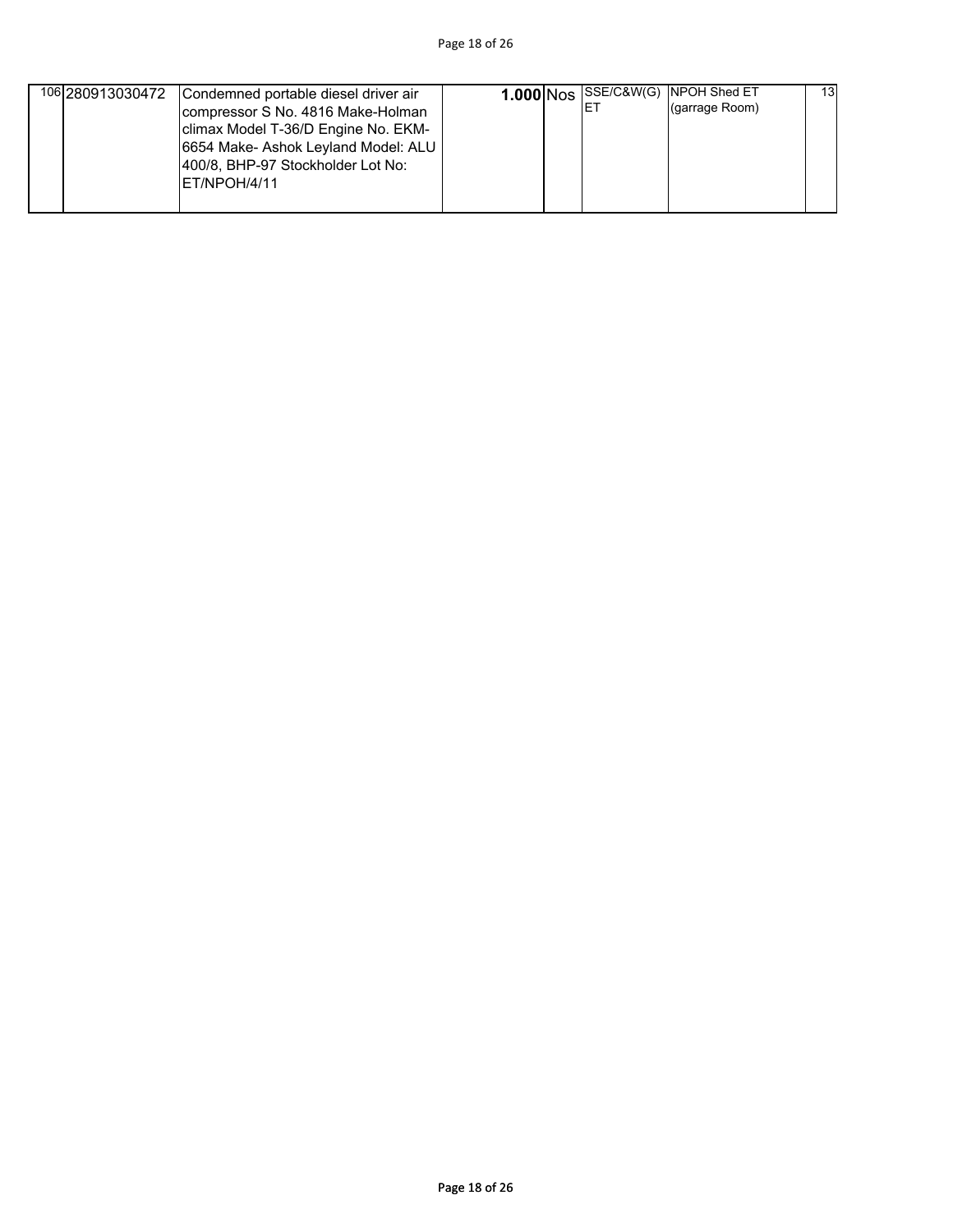| | | | | | | | |
|---|---|---|---|---|---|---|---|
| 106 | 280913030472 | Condemned portable diesel driver air compressor S No. 4816 Make-Holman climax Model T-36/D Engine No. EKM-6654 Make- Ashok Leyland Model: ALU 400/8, BHP-97 Stockholder Lot No: ET/NPOH/4/11 | **1.000** | Nos | SSE/C&W(G) ET | NPOH Shed ET (garrage Room) | 13 |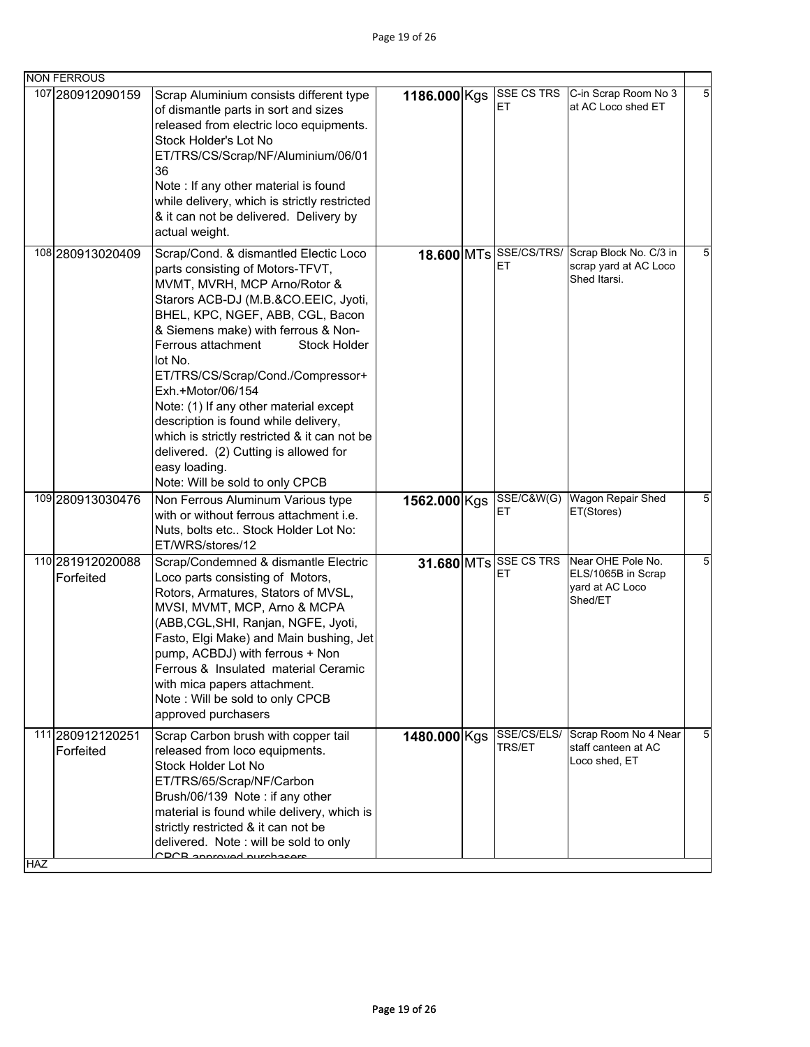| | | | | | | | |
|---|---|---|---|---|---|---|---|
| NON FERROUS | | | | | | | |
| 107 | 280912090159 | Scrap Aluminium consists different type of dismantle parts in sort and sizes released from electric loco equipments. Stock Holder's Lot No ET/TRS/CS/Scrap/NF/Aluminium/06/0136 Note : If any other material is found while delivery, which is strictly restricted & it can not be delivered. Delivery by actual weight. | 1186.000 | Kgs | SSE CS TRS ET | C-in Scrap Room No 3 at AC Loco shed ET | 5 |
| 108 | 280913020409 | Scrap/Cond. & dismantled Electic Loco parts consisting of Motors-TFVT, MVMT, MVRH, MCP Arno/Rotor & Starors ACB-DJ (M.B.&CO.EEIC, Jyoti, BHEL, KPC, NGEF, ABB, CGL, Bacon & Siemens make) with ferrous & Non-Ferrous attachment Stock Holder lot No. ET/TRS/CS/Scrap/Cond./Compressor+Exh.+Motor/06/154 Note: (1) If any other material except description is found while delivery, which is strictly restricted & it can not be delivered. (2) Cutting is allowed for easy loading. Note: Will be sold to only CPCB | 18.600 | MTs | SSE/CS/TRS/ET | Scrap Block No. C/3 in scrap yard at AC Loco Shed Itarsi. | 5 |
| 109 | 280913030476 | Non Ferrous Aluminum Various type with or without ferrous attachment i.e. Nuts, bolts etc.. Stock Holder Lot No: ET/WRS/stores/12 | 1562.000 | Kgs | SSE/C&W(G) ET | Wagon Repair Shed ET(Stores) | 5 |
| 110 | 281912020088 Forfeited | Scrap/Condemned & dismantle Electric Loco parts consisting of Motors, Rotors, Armatures, Stators of MVSL, MVSI, MVMT, MCP, Arno & MCPA (ABB,CGL,SHI, Ranjan, NGFE, Jyoti, Fasto, Elgi Make) and Main bushing, Jet pump, ACBDJ) with ferrous + Non Ferrous & Insulated material Ceramic with mica papers attachment. Note : Will be sold to only CPCB approved purchasers | 31.680 | MTs | SSE CS TRS ET | Near OHE Pole No. ELS/1065B in Scrap yard at AC Loco Shed/ET | 5 |
| 111 | 280912120251 Forfeited | Scrap Carbon brush with copper tail released from loco equipments. Stock Holder Lot No ET/TRS/65/Scrap/NF/Carbon Brush/06/139 Note : if any other material is found while delivery, which is strictly restricted & it can not be delivered. Note : will be sold to only CPCB approved purchasers | 1480.000 | Kgs | SSE/CS/ELS/TRS/ET | Scrap Room No 4 Near staff canteen at AC Loco shed, ET | 5 |
| HAZ | | | | | | | |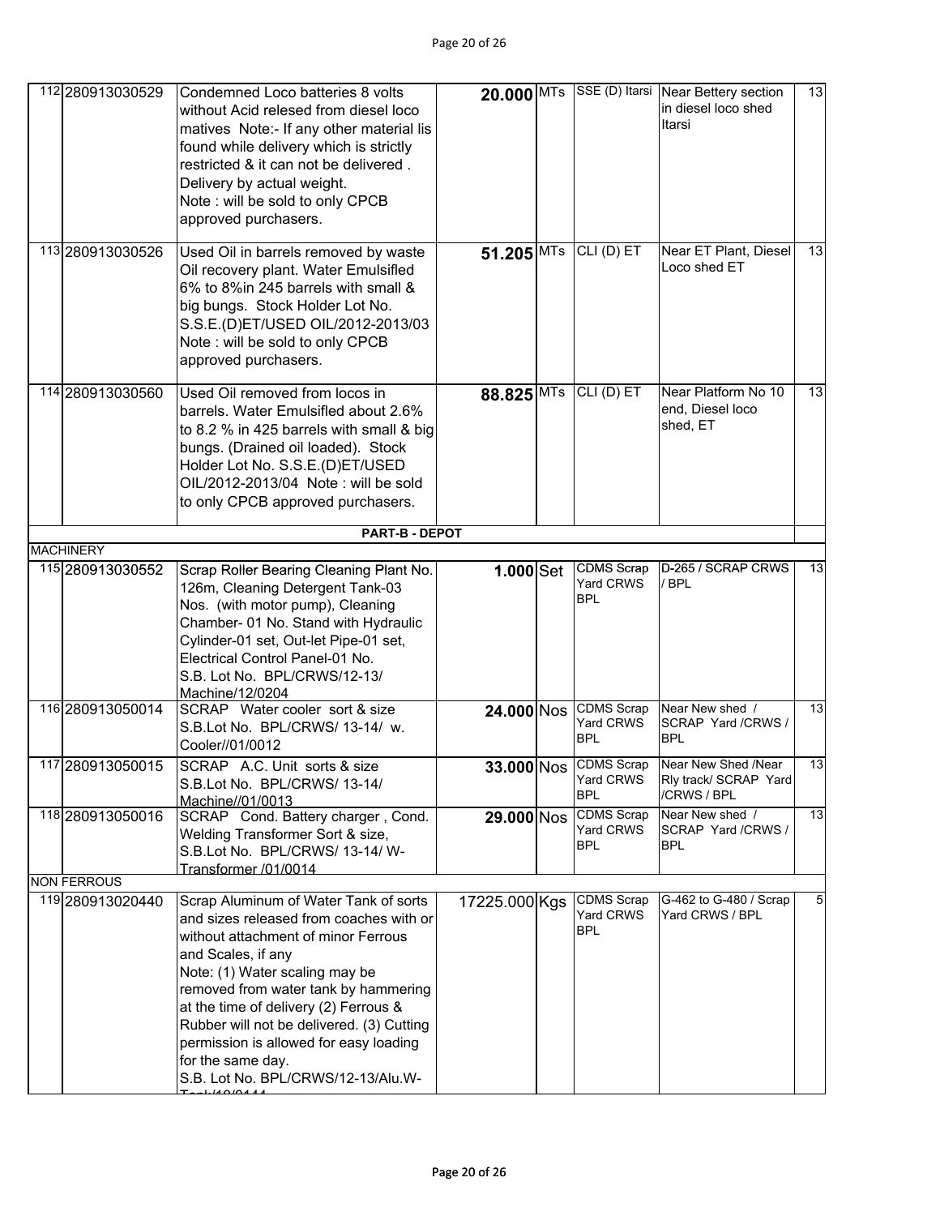| | | | | | | | |
|---|---|---|---|---|---|---|---|
| 112 | 280913030529 | Condemned Loco batteries 8 volts without Acid relesed from diesel loco matives Note:- If any other material lis found while delivery which is strictly restricted & it can not be delivered . Delivery by actual weight. Note : will be sold to only CPCB approved purchasers. | **20.000** | MTs | SSE (D) Itarsi | Near Bettery section in diesel loco shed Itarsi | 13 |
| 113 | 280913030526 | Used Oil in barrels removed by waste Oil recovery plant. Water Emulsifled 6% to 8%in 245 barrels with small & big bungs. Stock Holder Lot No. S.S.E.(D)ET/USED OIL/2012-2013/03 Note : will be sold to only CPCB approved purchasers. | **51.205** | MTs | CLI (D) ET | Near ET Plant, Diesel Loco shed ET | 13 |
| 114 | 280913030560 | Used Oil removed from locos in barrels. Water Emulsifled about 2.6% to 8.2 % in 425 barrels with small & big bungs. (Drained oil loaded). Stock Holder Lot No. S.S.E.(D)ET/USED OIL/2012-2013/04 Note : will be sold to only CPCB approved purchasers. | **88.825** | MTs | CLI (D) ET | Near Platform No 10 end, Diesel loco shed, ET | 13 |
| | | **PART-B - DEPOT** | | | | | |
| MACHINERY | | | | | | | |
| 115 | 280913030552 | Scrap Roller Bearing Cleaning Plant No. 126m, Cleaning Detergent Tank-03 Nos. (with motor pump), Cleaning Chamber- 01 No. Stand with Hydraulic Cylinder-01 set, Out-let Pipe-01 set, Electrical Control Panel-01 No. S.B. Lot No. BPL/CRWS/12-13/ Machine/12/0204 | **1.000** | Set | CDMS Scrap Yard CRWS BPL | D-265 / SCRAP CRWS / BPL | 13 |
| 116 | 280913050014 | SCRAP Water cooler sort & size S.B.Lot No. BPL/CRWS/ 13-14/ w. Cooler//01/0012 | **24.000** | Nos | CDMS Scrap Yard CRWS BPL | Near New shed / SCRAP Yard /CRWS / BPL | 13 |
| 117 | 280913050015 | SCRAP A.C. Unit sorts & size S.B.Lot No. BPL/CRWS/ 13-14/ Machine//01/0013 | **33.000** | Nos | CDMS Scrap Yard CRWS BPL | Near New Shed /Near Rly track/ SCRAP Yard /CRWS / BPL | 13 |
| 118 | 280913050016 | SCRAP Cond. Battery charger , Cond. Welding Transformer Sort & size, S.B.Lot No. BPL/CRWS/ 13-14/ W-Transformer /01/0014 | **29.000** | Nos | CDMS Scrap Yard CRWS BPL | Near New shed / SCRAP Yard /CRWS / BPL | 13 |
| NON FERROUS | | | | | | | |
| 119 | 280913020440 | Scrap Aluminum of Water Tank of sorts and sizes released from coaches with or without attachment of minor Ferrous and Scales, if any Note: (1) Water scaling may be removed from water tank by hammering at the time of delivery (2) Ferrous & Rubber will not be delivered. (3) Cutting permission is allowed for easy loading for the same day. S.B. Lot No. BPL/CRWS/12-13/Alu.W-Tank/10/0144 | 17225.000 | Kgs | CDMS Scrap Yard CRWS BPL | G-462 to G-480 / Scrap Yard CRWS / BPL | 5 |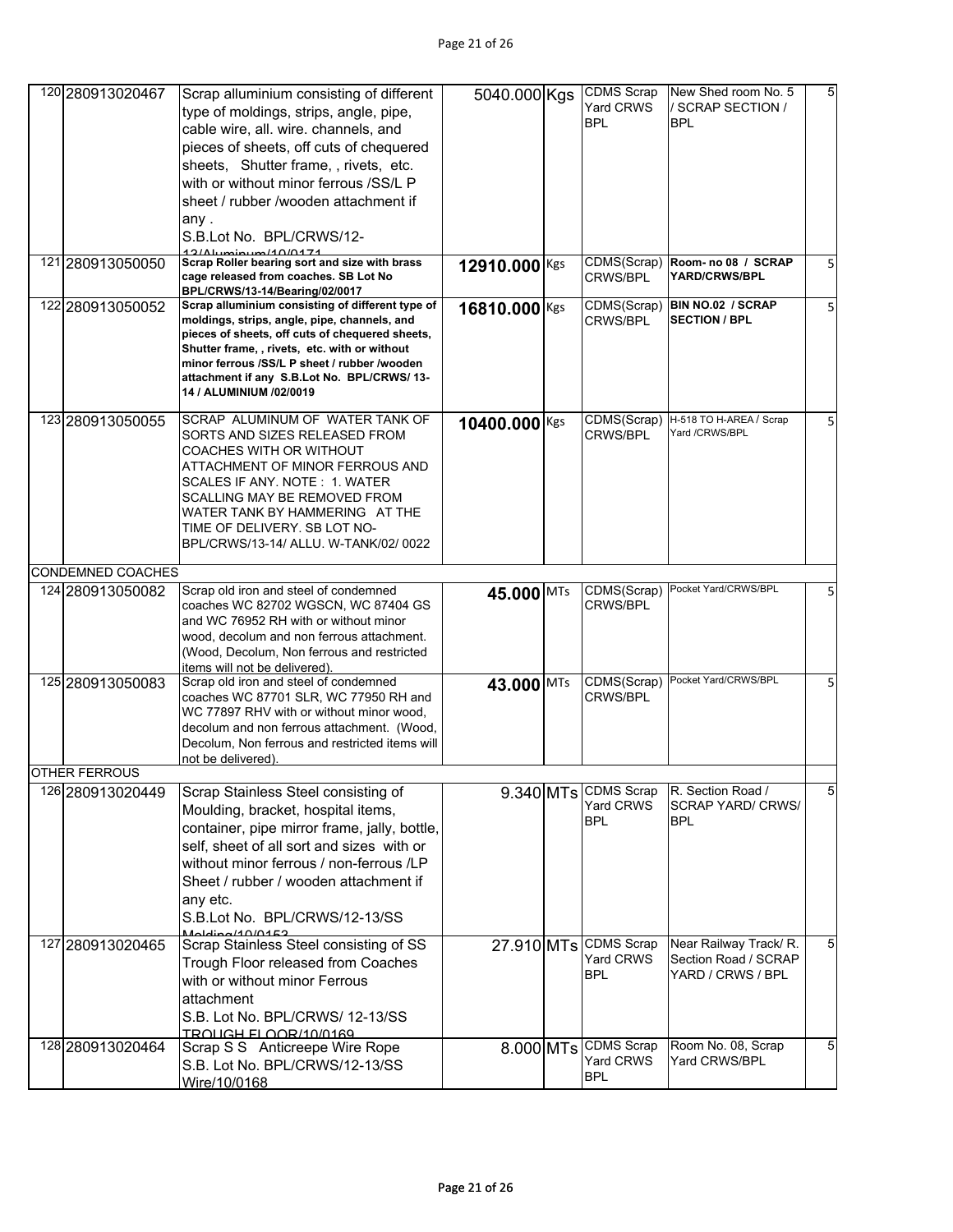| | | | | | | | |
|---|---|---|---|---|---|---|---|
| 120 | 280913020467 | Scrap alluminium consisting of different type of moldings, strips, angle, pipe, cable wire, all. wire. channels, and pieces of sheets, off cuts of chequered sheets, Shutter frame, , rivets, etc. with or without minor ferrous /SS/L P sheet / rubber /wooden attachment if any . S.B.Lot No. BPL/CRWS/12-13/Aluminum/10/0171 | 5040.000 | Kgs | CDMS Scrap Yard CRWS BPL | New Shed room No. 5 / SCRAP SECTION / BPL | 5 |
| 121 | 280913050050 | **Scrap Roller bearing sort and size with brass cage released from coaches. SB Lot No BPL/CRWS/13-14/Bearing/02/0017** | **12910.000** | Kgs | CDMS(Scrap) CRWS/BPL | **Room- no 08 / SCRAP YARD/CRWS/BPL** | 5 |
| 122 | 280913050052 | **Scrap alluminium consisting of different type of moldings, strips, angle, pipe, channels, and pieces of sheets, off cuts of chequered sheets, Shutter frame, , rivets, etc. with or without minor ferrous /SS/L P sheet / rubber /wooden attachment if any S.B.Lot No. BPL/CRWS/ 13-14 / ALUMINIUM /02/0019** | **16810.000** | Kgs | CDMS(Scrap) CRWS/BPL | **BIN NO.02 / SCRAP SECTION / BPL** | 5 |
| 123 | 280913050055 | SCRAP ALUMINUM OF WATER TANK OF SORTS AND SIZES RELEASED FROM COACHES WITH OR WITHOUT ATTACHMENT OF MINOR FERROUS AND SCALES IF ANY. NOTE : 1. WATER SCALLING MAY BE REMOVED FROM WATER TANK BY HAMMERING AT THE TIME OF DELIVERY. SB LOT NO- BPL/CRWS/13-14/ ALLU. W-TANK/02/ 0022 | **10400.000** | Kgs | CDMS(Scrap) CRWS/BPL | H-518 TO H-AREA / Scrap Yard /CRWS/BPL | 5 |
| CONDEMNED COACHES | | | | | | | |
| 124 | 280913050082 | Scrap old iron and steel of condemned coaches WC 82702 WGSCN, WC 87404 GS and WC 76952 RH with or without minor wood, decolum and non ferrous attachment. (Wood, Decolum, Non ferrous and restricted items will not be delivered). | **45.000** | MTs | CDMS(Scrap) CRWS/BPL | Pocket Yard/CRWS/BPL | 5 |
| 125 | 280913050083 | Scrap old iron and steel of condemned coaches WC 87701 SLR, WC 77950 RH and WC 77897 RHV with or without minor wood, decolum and non ferrous attachment. (Wood, Decolum, Non ferrous and restricted items will not be delivered). | **43.000** | MTs | CDMS(Scrap) CRWS/BPL | Pocket Yard/CRWS/BPL | 5 |
| OTHER FERROUS | | | | | | | |
| 126 | 280913020449 | Scrap Stainless Steel consisting of Moulding, bracket, hospital items, container, pipe mirror frame, jally, bottle, self, sheet of all sort and sizes with or without minor ferrous / non-ferrous /LP Sheet / rubber / wooden attachment if any etc. S.B.Lot No. BPL/CRWS/12-13/SS Molding/10/0152 | 9.340 | MTs | CDMS Scrap Yard CRWS BPL | R. Section Road / SCRAP YARD/ CRWS/ BPL | 5 |
| 127 | 280913020465 | Scrap Stainless Steel consisting of SS Trough Floor released from Coaches with or without minor Ferrous attachment S.B. Lot No. BPL/CRWS/ 12-13/SS TROUGH FLOOR/10/0169 | 27.910 | MTs | CDMS Scrap Yard CRWS BPL | Near Railway Track/ R. Section Road / SCRAP YARD / CRWS / BPL | 5 |
| 128 | 280913020464 | Scrap S S Anticreepe Wire Rope S.B. Lot No. BPL/CRWS/12-13/SS Wire/10/0168 | 8.000 | MTs | CDMS Scrap Yard CRWS BPL | Room No. 08, Scrap Yard CRWS/BPL | 5 |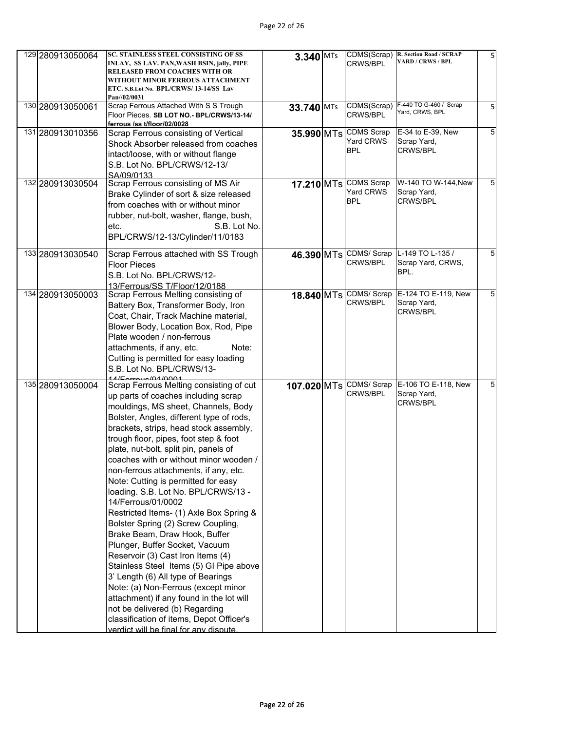| 129 | 280913050064 | SC. STAINLESS STEEL CONSISTING OF SS INLAY, SS LAV. PAN,WASH BSIN, jally, PIPE RELEASED FROM COACHES WITH OR WITHOUT MINOR FERROUS ATTACHMENT ETC. S.B.Lot No. BPL/CRWS/ 13-14/SS Lav Pan//02/0031 | 3.340 | MTs | CDMS(Scrap) CRWS/BPL | R. Section Road / SCRAP YARD / CRWS / BPL | 5 |
|---|---|---|---|---|---|---|---|
| 130 | 280913050061 | Scrap Ferrous Attached With S S Trough Floor Pieces. SB LOT NO.- BPL/CRWS/13-14/ ferrous /ss t/floor/02/0028 | 33.740 | MTs | CDMS(Scrap) CRWS/BPL | F-440 TO G-460 / Scrap Yard, CRWS, BPL | 5 |
| 131 | 280913010356 | Scrap Ferrous consisting of Vertical Shock Absorber released from coaches intact/loose, with or without flange S.B. Lot No. BPL/CRWS/12-13/ SA/09/0133 | 35.990 | MTs | CDMS Scrap Yard CRWS BPL | E-34 to E-39, New Scrap Yard, CRWS/BPL | 5 |
| 132 | 280913030504 | Scrap Ferrous consisting of MS Air Brake Cylinder of sort & size released from coaches with or without minor rubber, nut-bolt, washer, flange, bush, etc. S.B. Lot No. BPL/CRWS/12-13/Cylinder/11/0183 | 17.210 | MTs | CDMS Scrap Yard CRWS BPL | W-140 TO W-144,New Scrap Yard, CRWS/BPL | 5 |
| 133 | 280913030540 | Scrap Ferrous attached with SS Trough Floor Pieces S.B. Lot No. BPL/CRWS/12-13/Ferrous/SS T/Floor/12/0188 | 46.390 | MTs | CDMS/ Scrap CRWS/BPL | L-149 TO L-135 / Scrap Yard, CRWS, BPL. | 5 |
| 134 | 280913050003 | Scrap Ferrous Melting consisting of Battery Box, Transformer Body, Iron Coat, Chair, Track Machine material, Blower Body, Location Box, Rod, Pipe Plate wooden / non-ferrous attachments, if any, etc. Note: Cutting is permitted for easy loading S.B. Lot No. BPL/CRWS/13-14/Ferrous/01/0001 | 18.840 | MTs | CDMS/ Scrap CRWS/BPL | E-124 TO E-119, New Scrap Yard, CRWS/BPL | 5 |
| 135 | 280913050004 | Scrap Ferrous Melting consisting of cut up parts of coaches including scrap mouldings, MS sheet, Channels, Body Bolster, Angles, different type of rods, brackets, strips, head stock assembly, trough floor, pipes, foot step & foot plate, nut-bolt, split pin, panels of coaches with or without minor wooden / non-ferrous attachments, if any, etc. Note: Cutting is permitted for easy loading. S.B. Lot No. BPL/CRWS/13 -14/Ferrous/01/0002 Restricted Items- (1) Axle Box Spring & Bolster Spring (2) Screw Coupling, Brake Beam, Draw Hook, Buffer Plunger, Buffer Socket, Vacuum Reservoir (3) Cast Iron Items (4) Stainless Steel Items (5) GI Pipe above 3' Length (6) All type of Bearings Note: (a) Non-Ferrous (except minor attachment) if any found in the lot will not be delivered (b) Regarding classification of items, Depot Officer's verdict will be final for any dispute. | 107.020 | MTs | CDMS/ Scrap CRWS/BPL | E-106 TO E-118, New Scrap Yard, CRWS/BPL | 5 |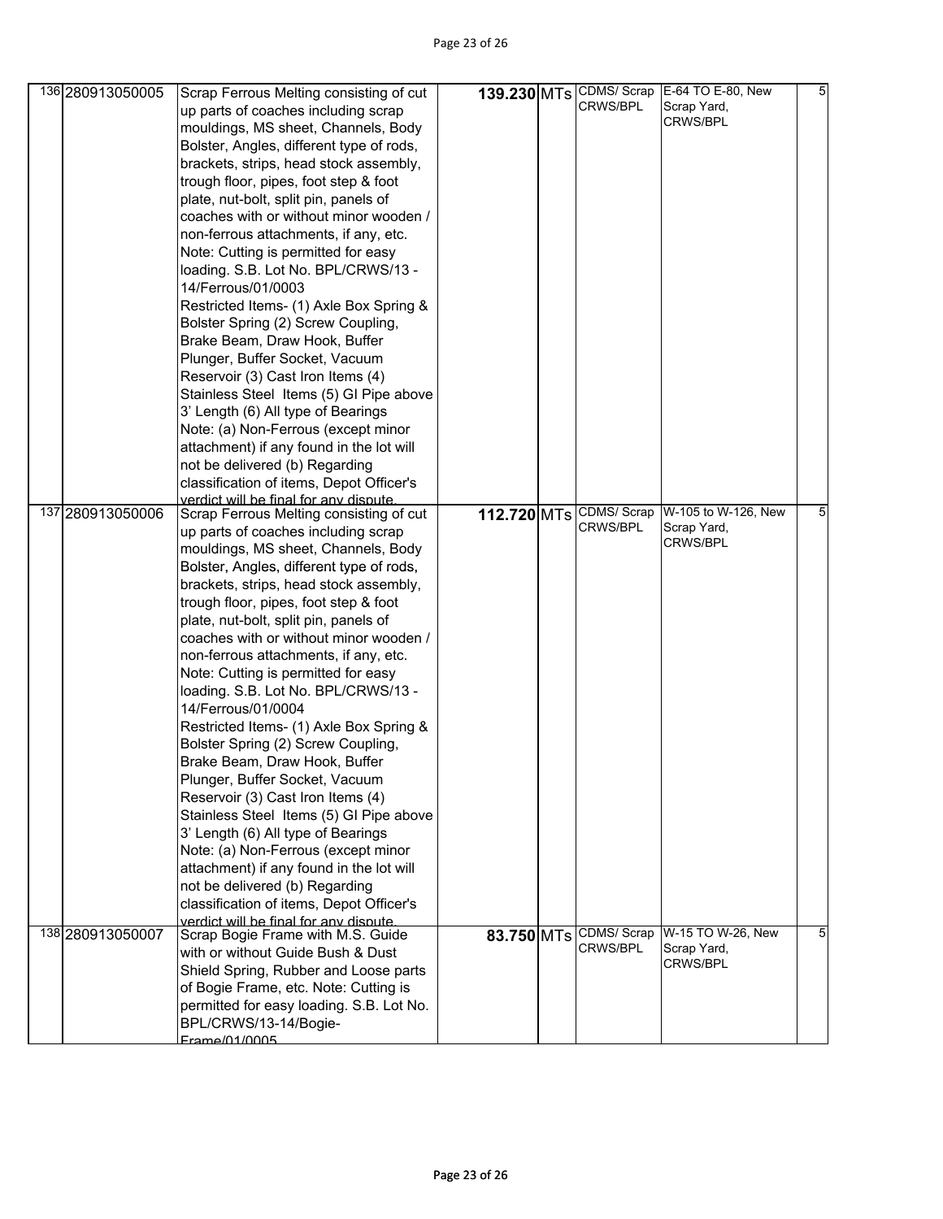| | | | | | | | |
|---|---|---|---|---|---|---|---|
| 136 | 280913050005 | Scrap Ferrous Melting consisting of cut up parts of coaches including scrap mouldings, MS sheet, Channels, Body Bolster, Angles, different type of rods, brackets, strips, head stock assembly, trough floor, pipes, foot step & foot plate, nut-bolt, split pin, panels of coaches with or without minor wooden / non-ferrous attachments, if any, etc. Note: Cutting is permitted for easy loading. S.B. Lot No. BPL/CRWS/13 - 14/Ferrous/01/0003 Restricted Items- (1) Axle Box Spring & Bolster Spring (2) Screw Coupling, Brake Beam, Draw Hook, Buffer Plunger, Buffer Socket, Vacuum Reservoir (3) Cast Iron Items (4) Stainless Steel Items (5) GI Pipe above 3' Length (6) All type of Bearings Note: (a) Non-Ferrous (except minor attachment) if any found in the lot will not be delivered (b) Regarding classification of items, Depot Officer's verdict will be final for any dispute. | **139.230** | MTs | CDMS/ Scrap CRWS/BPL | E-64 TO E-80, New Scrap Yard, CRWS/BPL | 5 |
| 137 | 280913050006 | Scrap Ferrous Melting consisting of cut up parts of coaches including scrap mouldings, MS sheet, Channels, Body Bolster, Angles, different type of rods, brackets, strips, head stock assembly, trough floor, pipes, foot step & foot plate, nut-bolt, split pin, panels of coaches with or without minor wooden / non-ferrous attachments, if any, etc. Note: Cutting is permitted for easy loading. S.B. Lot No. BPL/CRWS/13 - 14/Ferrous/01/0004 Restricted Items- (1) Axle Box Spring & Bolster Spring (2) Screw Coupling, Brake Beam, Draw Hook, Buffer Plunger, Buffer Socket, Vacuum Reservoir (3) Cast Iron Items (4) Stainless Steel Items (5) GI Pipe above 3' Length (6) All type of Bearings Note: (a) Non-Ferrous (except minor attachment) if any found in the lot will not be delivered (b) Regarding classification of items, Depot Officer's verdict will be final for any dispute. | **112.720** | MTs | CDMS/ Scrap CRWS/BPL | W-105 to W-126, New Scrap Yard, CRWS/BPL | 5 |
| 138 | 280913050007 | Scrap Bogie Frame with M.S. Guide with or without Guide Bush & Dust Shield Spring, Rubber and Loose parts of Bogie Frame, etc. Note: Cutting is permitted for easy loading. S.B. Lot No. BPL/CRWS/13-14/Bogie-Frame/01/0005 | **83.750** | MTs | CDMS/ Scrap CRWS/BPL | W-15 TO W-26, New Scrap Yard, CRWS/BPL | 5 |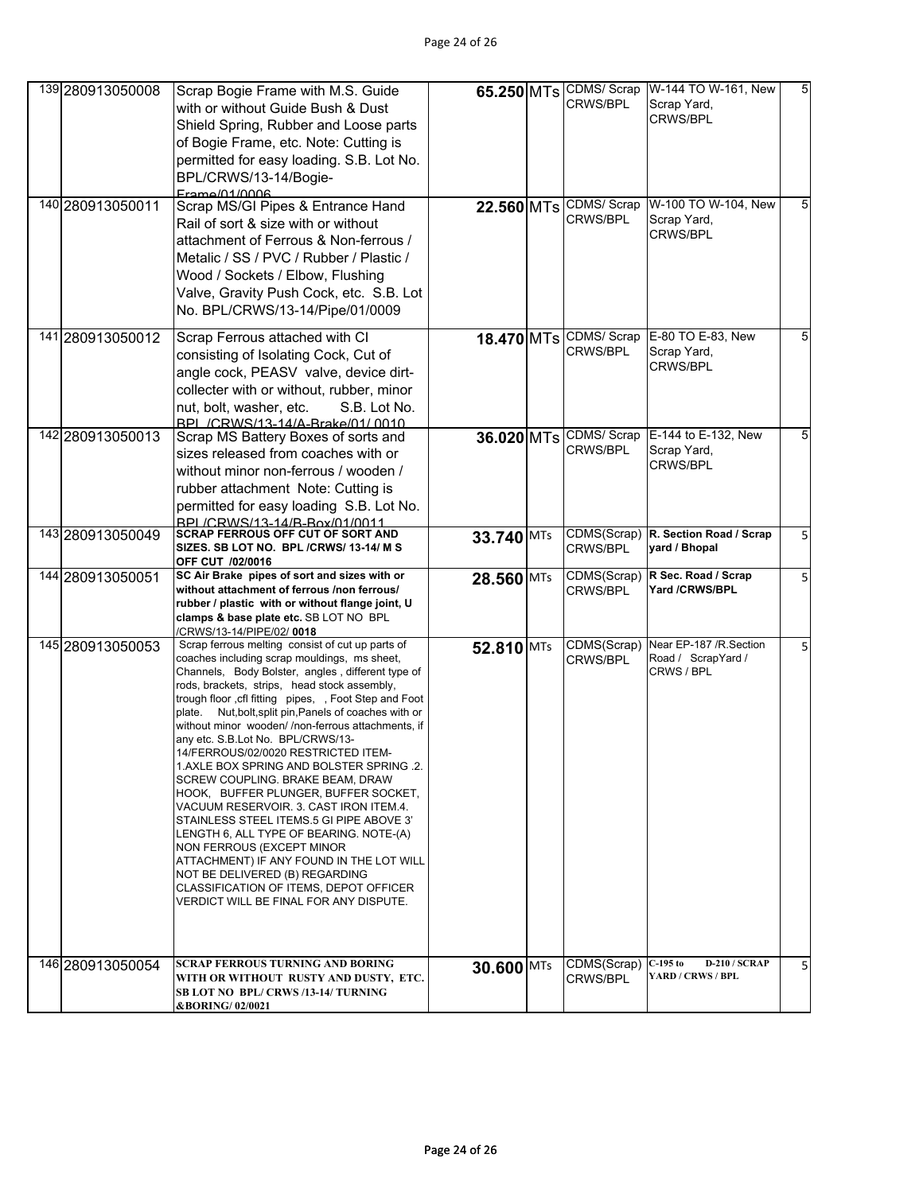| 139 | 280913050008 | Scrap Bogie Frame with M.S. Guide with or without Guide Bush & Dust Shield Spring, Rubber and Loose parts of Bogie Frame, etc. Note: Cutting is permitted for easy loading. S.B. Lot No. BPL/CRWS/13-14/Bogie-Frame/01/0006 | 65.250 | MTs | CDMS/ Scrap CRWS/BPL | W-144 TO W-161, New Scrap Yard, CRWS/BPL | 5 |
|---|---|---|---|---|---|---|---|
| 140 | 280913050011 | Scrap MS/GI Pipes & Entrance Hand Rail of sort & size with or without attachment of Ferrous & Non-ferrous / Metalic / SS / PVC / Rubber / Plastic / Wood / Sockets / Elbow, Flushing Valve, Gravity Push Cock, etc. S.B. Lot No. BPL/CRWS/13-14/Pipe/01/0009 | 22.560 | MTs | CDMS/ Scrap CRWS/BPL | W-100 TO W-104, New Scrap Yard, CRWS/BPL | 5 |
| 141 | 280913050012 | Scrap Ferrous attached with CI consisting of Isolating Cock, Cut of angle cock, PEASV valve, device dirt-collecter with or without, rubber, minor nut, bolt, washer, etc. S.B. Lot No. BPL /CRWS/13-14/A-Brake/01/ 0010 | 18.470 | MTs | CDMS/ Scrap CRWS/BPL | E-80 TO E-83, New Scrap Yard, CRWS/BPL | 5 |
| 142 | 280913050013 | Scrap MS Battery Boxes of sorts and sizes released from coaches with or without minor non-ferrous / wooden / rubber attachment Note: Cutting is permitted for easy loading S.B. Lot No. BPL/CRWS/13-14/B-Box/01/0011 | 36.020 | MTs | CDMS/ Scrap CRWS/BPL | E-144 to E-132, New Scrap Yard, CRWS/BPL | 5 |
| 143 | 280913050049 | **SCRAP FERROUS OFF CUT OF SORT AND SIZES. SB LOT NO. BPL /CRWS/ 13-14/ M S OFF CUT /02/0016** | 33.740 | MTs | CDMS(Scrap) CRWS/BPL | **R. Section Road / Scrap yard / Bhopal** | 5 |
| 144 | 280913050051 | **SC Air Brake pipes of sort and sizes with or without attachment of ferrous /non ferrous/ rubber / plastic with or without flange joint, U clamps & base plate etc.** SB LOT NO BPL /CRWS/13-14/PIPE/02/ **0018** | 28.560 | MTs | CDMS(Scrap) CRWS/BPL | **R Sec. Road / Scrap Yard /CRWS/BPL** | 5 |
| 145 | 280913050053 | Scrap ferrous melting consist of cut up parts of coaches including scrap mouldings, ms sheet, Channels, Body Bolster, angles , different type of rods, brackets, strips, head stock assembly, trough floor ,cfl fitting pipes, , Foot Step and Foot plate. Nut,bolt,split pin,Panels of coaches with or without minor wooden/ /non-ferrous attachments, if any etc. S.B.Lot No. BPL/CRWS/13-14/FERROUS/02/0020 RESTRICTED ITEM- 1.AXLE BOX SPRING AND BOLSTER SPRING .2. SCREW COUPLING. BRAKE BEAM, DRAW HOOK, BUFFER PLUNGER, BUFFER SOCKET, VACUUM RESERVOIR. 3. CAST IRON ITEM.4. STAINLESS STEEL ITEMS.5 GI PIPE ABOVE 3' LENGTH 6, ALL TYPE OF BEARING. NOTE-(A) NON FERROUS (EXCEPT MINOR ATTACHMENT) IF ANY FOUND IN THE LOT WILL NOT BE DELIVERED (B) REGARDING CLASSIFICATION OF ITEMS, DEPOT OFFICER VERDICT WILL BE FINAL FOR ANY DISPUTE. | 52.810 | MTs | CDMS(Scrap) CRWS/BPL | Near EP-187 /R.Section Road / ScrapYard / CRWS / BPL | 5 |
| 146 | 280913050054 | **SCRAP FERROUS TURNING AND BORING WITH OR WITHOUT RUSTY AND DUSTY, ETC. SB LOT NO BPL/ CRWS /13-14/ TURNING &BORING/ 02/0021** | 30.600 | MTs | CDMS(Scrap) CRWS/BPL | **C-195 to D-210 / SCRAP YARD / CRWS / BPL** | 5 |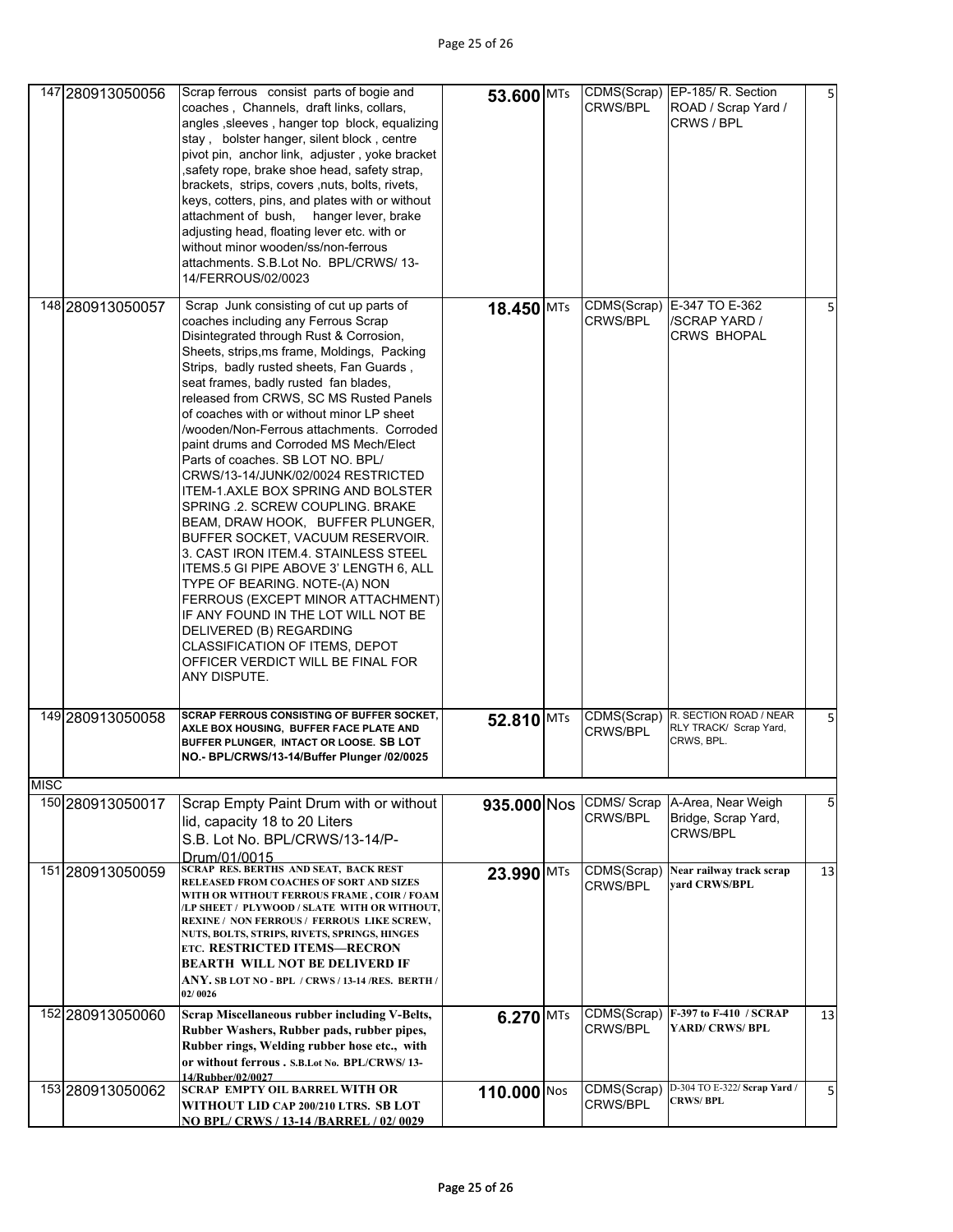| | | | | | | | |
|---|---|---|---|---|---|---|---|
| 147 | 280913050056 | Scrap ferrous consist parts of bogie and coaches , Channels, draft links, collars, angles ,sleeves , hanger top block, equalizing stay , bolster hanger, silent block , centre pivot pin, anchor link, adjuster , yoke bracket ,safety rope, brake shoe head, safety strap, brackets, strips, covers ,nuts, bolts, rivets, keys, cotters, pins, and plates with or without attachment of bush, hanger lever, brake adjusting head, floating lever etc. with or without minor wooden/ss/non-ferrous attachments. S.B.Lot No. BPL/CRWS/ 13-14/FERROUS/02/0023 | **53.600** | MTs | CDMS(Scrap) CRWS/BPL | EP-185/ R. Section ROAD / Scrap Yard / CRWS / BPL | 5 |
| 148 | 280913050057 | Scrap Junk consisting of cut up parts of coaches including any Ferrous Scrap Disintegrated through Rust & Corrosion, Sheets, strips,ms frame, Moldings, Packing Strips, badly rusted sheets, Fan Guards , seat frames, badly rusted fan blades, released from CRWS, SC MS Rusted Panels of coaches with or without minor LP sheet /wooden/Non-Ferrous attachments. Corroded paint drums and Corroded MS Mech/Elect Parts of coaches. SB LOT NO. BPL/ CRWS/13-14/JUNK/02/0024 RESTRICTED ITEM-1.AXLE BOX SPRING AND BOLSTER SPRING .2. SCREW COUPLING. BRAKE BEAM, DRAW HOOK, BUFFER PLUNGER, BUFFER SOCKET, VACUUM RESERVOIR. 3. CAST IRON ITEM.4. STAINLESS STEEL ITEMS.5 GI PIPE ABOVE 3' LENGTH 6, ALL TYPE OF BEARING. NOTE-(A) NON FERROUS (EXCEPT MINOR ATTACHMENT) IF ANY FOUND IN THE LOT WILL NOT BE DELIVERED (B) REGARDING CLASSIFICATION OF ITEMS, DEPOT OFFICER VERDICT WILL BE FINAL FOR ANY DISPUTE. | **18.450** | MTs | CDMS(Scrap) CRWS/BPL | E-347 TO E-362 /SCRAP YARD / CRWS BHOPAL | 5 |
| 149 | 280913050058 | SCRAP FERROUS CONSISTING OF BUFFER SOCKET, AXLE BOX HOUSING, BUFFER FACE PLATE AND BUFFER PLUNGER, INTACT OR LOOSE. **SB LOT NO.- BPL/CRWS/13-14/Buffer Plunger /02/0025** | **52.810** | MTs | CDMS(Scrap) CRWS/BPL | R. SECTION ROAD / NEAR RLY TRACK/ Scrap Yard, CRWS, BPL. | 5 |
| MISC | | | | | | | |
| 150 | 280913050017 | Scrap Empty Paint Drum with or without lid, capacity 18 to 20 Liters S.B. Lot No. BPL/CRWS/13-14/P-Drum/01/0015 | **935.000** | Nos | CDMS/ Scrap CRWS/BPL | A-Area, Near Weigh Bridge, Scrap Yard, CRWS/BPL | 5 |
| 151 | 280913050059 | SCRAP RES. BERTHS AND SEAT, BACK REST RELEASED FROM COACHES OF SORT AND SIZES WITH OR WITHOUT FERROUS FRAME , COIR / FOAM /LP SHEET / PLYWOOD / SLATE WITH OR WITHOUT, REXINE / NON FERROUS / FERROUS LIKE SCREW, NUTS, BOLTS, STRIPS, RIVETS, SPRINGS, HINGES ETC. RESTRICTED ITEMS—RECRON BEARTH WILL NOT BE DELIVERD IF ANY. SB LOT NO - BPL / CRWS / 13-14 /RES. BERTH / 02/ 0026 | **23.990** | MTs | CDMS(Scrap) CRWS/BPL | **Near railway track scrap yard CRWS/BPL** | 13 |
| 152 | 280913050060 | **Scrap Miscellaneous rubber including V-Belts, Rubber Washers, Rubber pads, rubber pipes, Rubber rings, Welding rubber hose etc., with or without ferrous . S.B.Lot No. BPL/CRWS/ 13-14/Rubber/02/0027** | **6.270** | MTs | CDMS(Scrap) CRWS/BPL | **F-397 to F-410 / SCRAP YARD/ CRWS/ BPL** | 13 |
| 153 | 280913050062 | **SCRAP EMPTY OIL BARREL WITH OR WITHOUT LID CAP 200/210 LTRS. SB LOT NO BPL/ CRWS / 13-14 /BARREL / 02/ 0029** | **110.000** | Nos | CDMS(Scrap) CRWS/BPL | **D-304 TO E-322/ Scrap Yard / CRWS/ BPL** | 5 |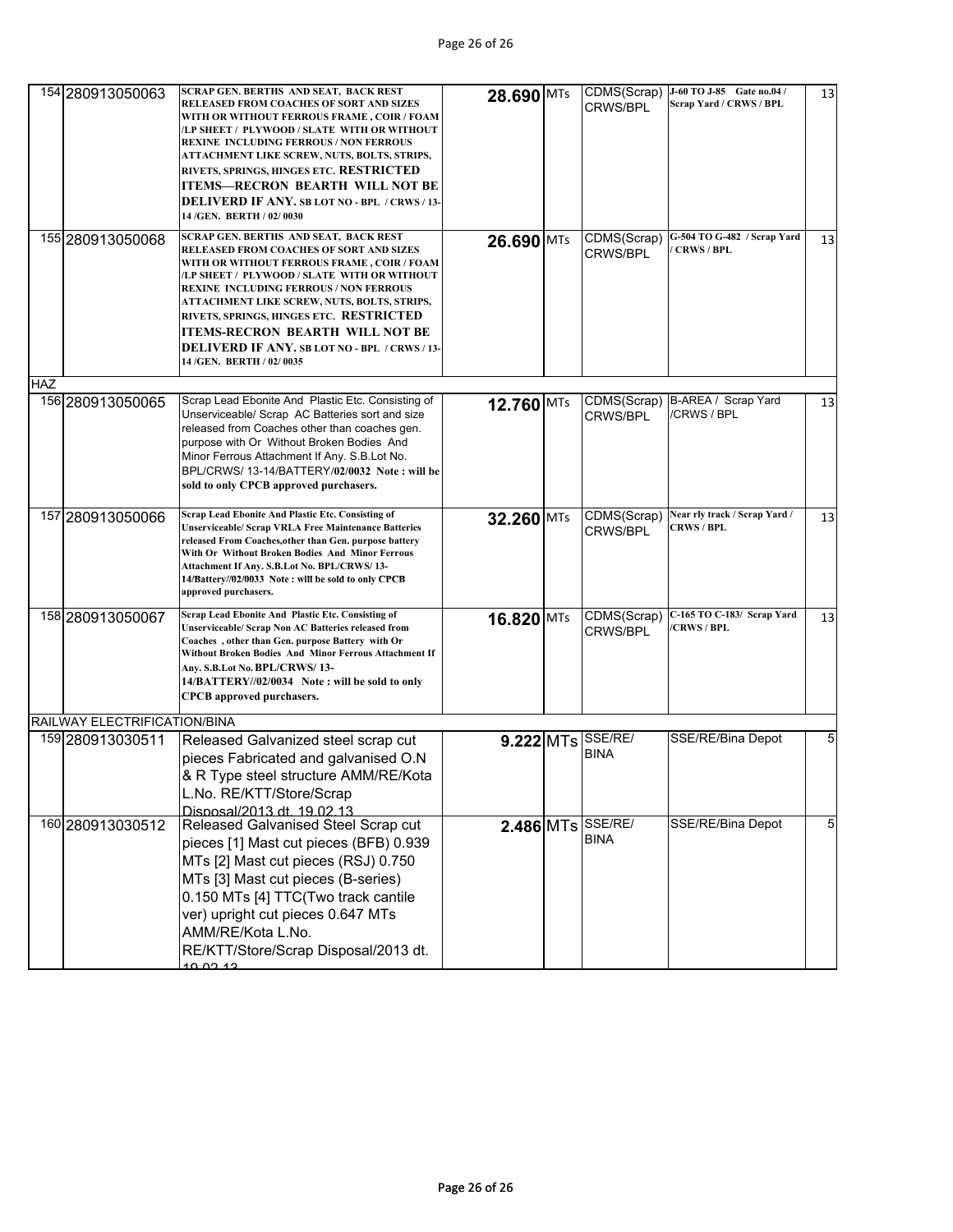| | | | | | | | |
|---|---|---|---|---|---|---|---|
| 154 | 280913050063 | SCRAP GEN. BERTHS AND SEAT, BACK REST RELEASED FROM COACHES OF SORT AND SIZES WITH OR WITHOUT FERROUS FRAME , COIR / FOAM /LP SHEET / PLYWOOD / SLATE WITH OR WITHOUT REXINE INCLUDING FERROUS / NON FERROUS ATTACHMENT LIKE SCREW, NUTS, BOLTS, STRIPS, RIVETS, SPRINGS, HINGES ETC. **RESTRICTED ITEMS—RECRON BEARTH WILL NOT BE DELIVERD IF ANY.** SB LOT NO - BPL / CRWS / 13-14 /GEN. BERTH / 02/ 0030 | **28.690** | MTs | CDMS(Scrap) CRWS/BPL | J-60 TO J-85 Gate no.04 / Scrap Yard / CRWS / BPL | 13 |
| 155 | 280913050068 | SCRAP GEN. BERTHS AND SEAT, BACK REST RELEASED FROM COACHES OF SORT AND SIZES WITH OR WITHOUT FERROUS FRAME , COIR / FOAM /LP SHEET / PLYWOOD / SLATE WITH OR WITHOUT REXINE INCLUDING FERROUS / NON FERROUS ATTACHMENT LIKE SCREW, NUTS, BOLTS, STRIPS, RIVETS, SPRINGS, HINGES ETC. **RESTRICTED ITEMS-RECRON BEARTH WILL NOT BE DELIVERD IF ANY.** SB LOT NO - BPL / CRWS / 13-14 /GEN. BERTH / 02/ 0035 | **26.690** | MTs | CDMS(Scrap) CRWS/BPL | G-504 TO G-482 / Scrap Yard / CRWS / BPL | 13 |
| HAZ | | | | | | | |
| 156 | 280913050065 | Scrap Lead Ebonite And Plastic Etc. Consisting of Unserviceable/ Scrap AC Batteries sort and size released from Coaches other than coaches gen. purpose with Or Without Broken Bodies And Minor Ferrous Attachment If Any. S.B.Lot No. BPL/CRWS/ 13-14/BATTERY/**02/0032 Note : will be sold to only CPCB approved purchasers.** | **12.760** | MTs | CDMS(Scrap) CRWS/BPL | B-AREA / Scrap Yard /CRWS / BPL | 13 |
| 157 | 280913050066 | Scrap Lead Ebonite And Plastic Etc. Consisting of Unserviceable/ Scrap VRLA Free Maintenance Batteries released From Coaches,other than Gen. purpose battery With Or Without Broken Bodies And Minor Ferrous Attachment If Any. S.B.Lot No. BPL/CRWS/ 13-14/Battery//02/0033 Note : will be sold to only CPCB approved purchasers. | **32.260** | MTs | CDMS(Scrap) CRWS/BPL | Near rly track / Scrap Yard / CRWS / BPL | 13 |
| 158 | 280913050067 | Scrap Lead Ebonite And Plastic Etc. Consisting of Unserviceable/ Scrap Non AC Batteries released from Coaches , other than Gen. purpose Battery with Or Without Broken Bodies And Minor Ferrous Attachment If Any. S.B.Lot No. **BPL/CRWS/ 13-14/BATTERY//02/0034 Note : will be sold to only CPCB approved purchasers.** | **16.820** | MTs | CDMS(Scrap) CRWS/BPL | C-165 TO C-183/ Scrap Yard /CRWS / BPL | 13 |
| RAILWAY ELECTRIFICATION/BINA | | | | | | | |
| 159 | 280913030511 | Released Galvanized steel scrap cut pieces Fabricated and galvanised O.N & R Type steel structure AMM/RE/Kota L.No. RE/KTT/Store/Scrap Disposal/2013 dt. 19.02.13 | **9.222** | MTs | SSE/RE/ BINA | SSE/RE/Bina Depot | 5 |
| 160 | 280913030512 | Released Galvanised Steel Scrap cut pieces [1] Mast cut pieces (BFB) 0.939 MTs [2] Mast cut pieces (RSJ) 0.750 MTs [3] Mast cut pieces (B-series) 0.150 MTs [4] TTC(Two track cantile ver) upright cut pieces 0.647 MTs AMM/RE/Kota L.No. RE/KTT/Store/Scrap Disposal/2013 dt. 19.02.13 | **2.486** | MTs | SSE/RE/ BINA | SSE/RE/Bina Depot | 5 |